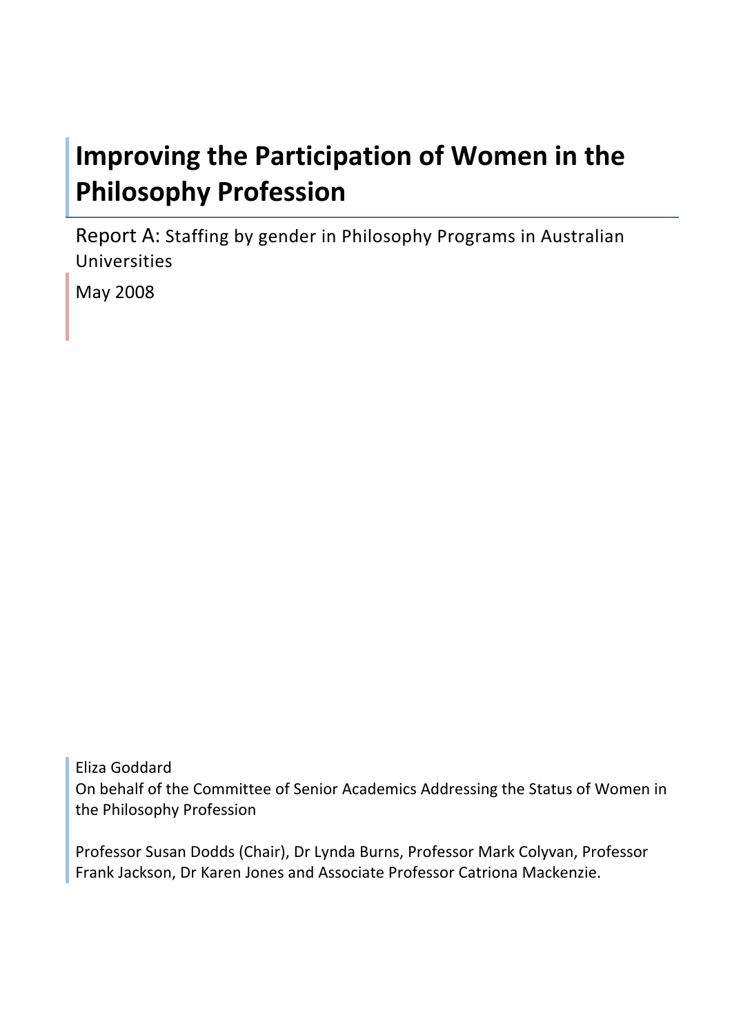# Improving the Participation of Women in the Philosophy Profession

Report A: Staffing by gender in Philosophy Programs in Australian Universities

May 2008

Eliza Goddard
On behalf of the Committee of Senior Academics Addressing the Status of Women in the Philosophy Profession

Professor Susan Dodds (Chair), Dr Lynda Burns, Professor Mark Colyvan, Professor Frank Jackson, Dr Karen Jones and Associate Professor Catriona Mackenzie.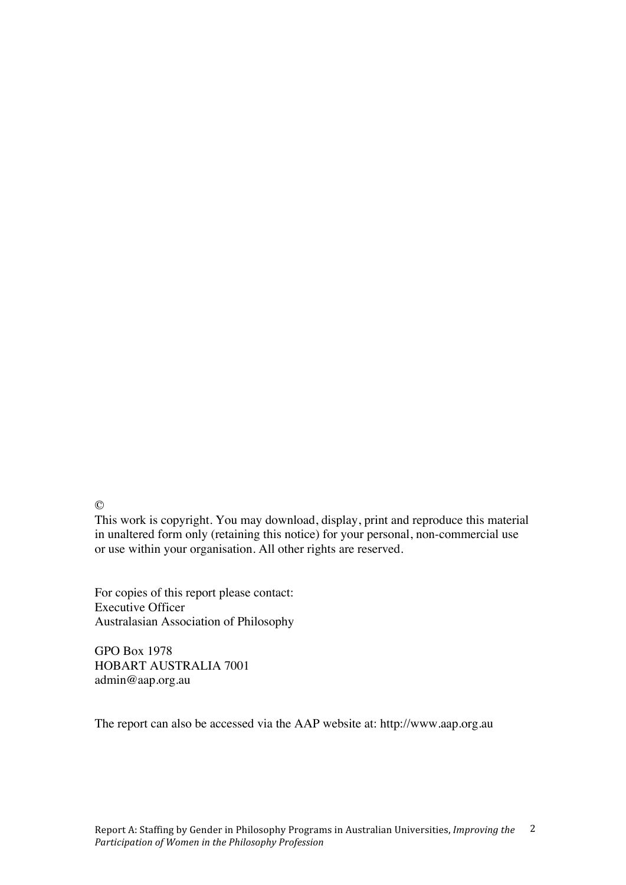©

This work is copyright. You may download, display, print and reproduce this material in unaltered form only (retaining this notice) for your personal, non-commercial use or use within your organisation. All other rights are reserved.

For copies of this report please contact:
Executive Officer
Australasian Association of Philosophy

GPO Box 1978
HOBART AUSTRALIA 7001
admin@aap.org.au

The report can also be accessed via the AAP website at: http://www.aap.org.au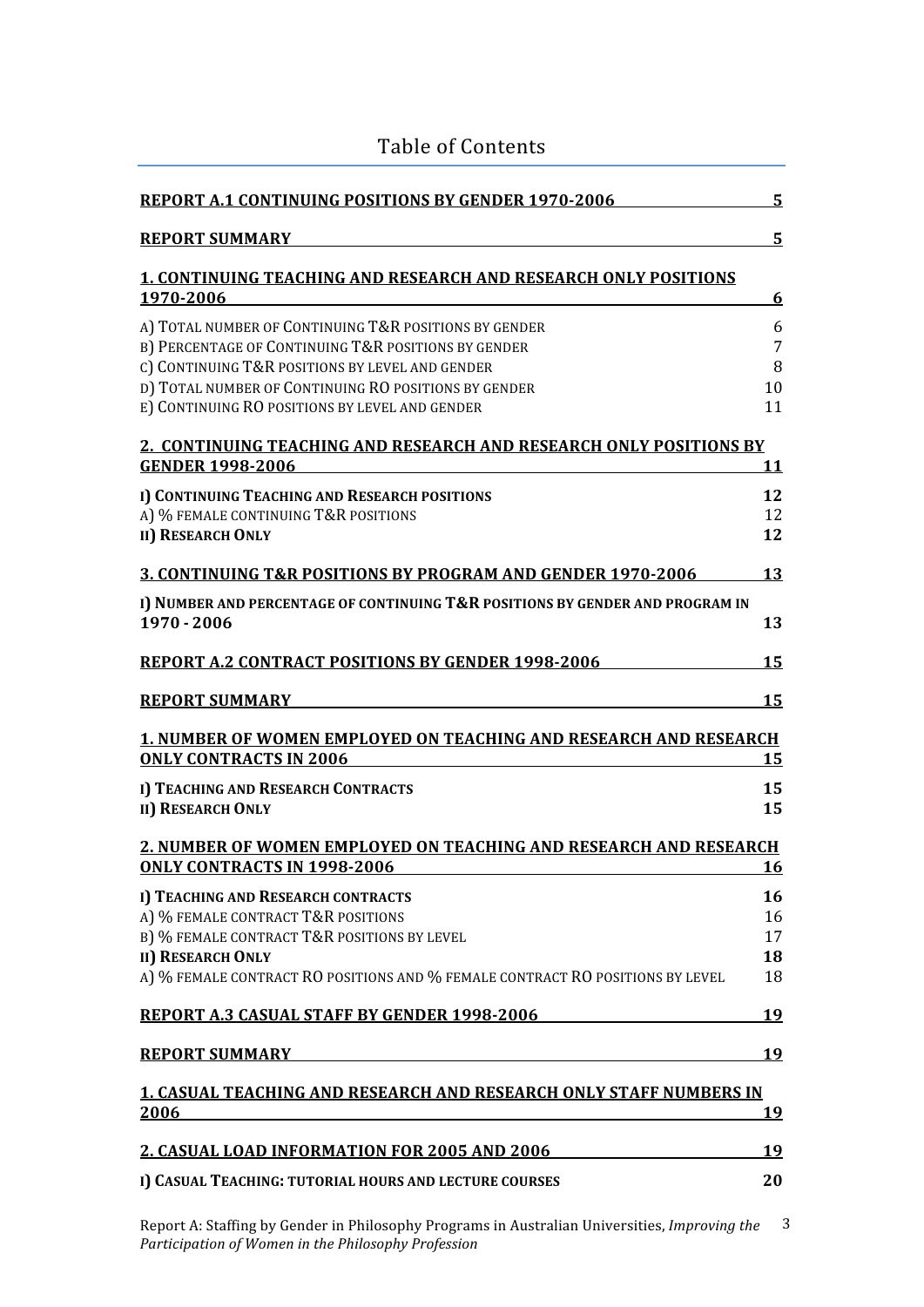# Table of Contents

| | |
|---|---|
| **REPORT A.1 CONTINUING POSITIONS BY GENDER 1970-2006** | **5** |
| **REPORT SUMMARY** | **5** |
| **1. CONTINUING TEACHING AND RESEARCH AND RESEARCH ONLY POSITIONS 1970-2006** | **6** |
| A) TOTAL NUMBER OF CONTINUING T&R POSITIONS BY GENDER | 6 |
| B) PERCENTAGE OF CONTINUING T&R POSITIONS BY GENDER | 7 |
| C) CONTINUING T&R POSITIONS BY LEVEL AND GENDER | 8 |
| D) TOTAL NUMBER OF CONTINUING RO POSITIONS BY GENDER | 10 |
| E) CONTINUING RO POSITIONS BY LEVEL AND GENDER | 11 |
| **2. CONTINUING TEACHING AND RESEARCH AND RESEARCH ONLY POSITIONS BY GENDER 1998-2006** | **11** |
| **I) CONTINUING TEACHING AND RESEARCH POSITIONS** | **12** |
| A) % FEMALE CONTINUING T&R POSITIONS | 12 |
| **II) RESEARCH ONLY** | **12** |
| **3. CONTINUING T&R POSITIONS BY PROGRAM AND GENDER 1970-2006** | **13** |
| **I) NUMBER AND PERCENTAGE OF CONTINUING T&R POSITIONS BY GENDER AND PROGRAM IN 1970 - 2006** | **13** |
| **REPORT A.2 CONTRACT POSITIONS BY GENDER 1998-2006** | **15** |
| **REPORT SUMMARY** | **15** |
| **1. NUMBER OF WOMEN EMPLOYED ON TEACHING AND RESEARCH AND RESEARCH ONLY CONTRACTS IN 2006** | **15** |
| **I) TEACHING AND RESEARCH CONTRACTS** | **15** |
| **II) RESEARCH ONLY** | **15** |
| **2. NUMBER OF WOMEN EMPLOYED ON TEACHING AND RESEARCH AND RESEARCH ONLY CONTRACTS IN 1998-2006** | **16** |
| **I) TEACHING AND RESEARCH CONTRACTS** | **16** |
| A) % FEMALE CONTRACT T&R POSITIONS | 16 |
| B) % FEMALE CONTRACT T&R POSITIONS BY LEVEL | 17 |
| **II) RESEARCH ONLY** | **18** |
| A) % FEMALE CONTRACT RO POSITIONS AND % FEMALE CONTRACT RO POSITIONS BY LEVEL | 18 |
| **REPORT A.3 CASUAL STAFF BY GENDER 1998-2006** | **19** |
| **REPORT SUMMARY** | **19** |
| **1. CASUAL TEACHING AND RESEARCH AND RESEARCH ONLY STAFF NUMBERS IN 2006** | **19** |
| **2. CASUAL LOAD INFORMATION FOR 2005 AND 2006** | **19** |
| **I) CASUAL TEACHING: TUTORIAL HOURS AND LECTURE COURSES** | **20** |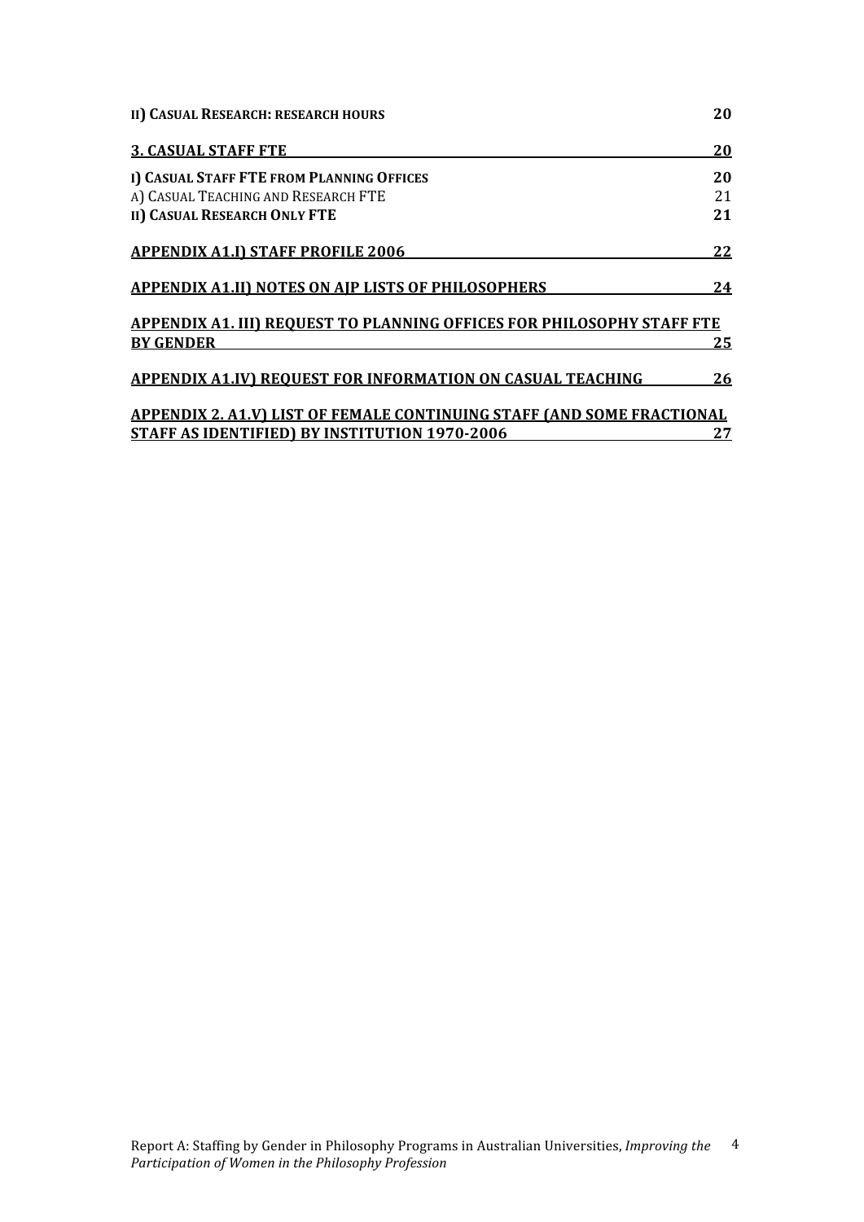**II) CASUAL RESEARCH: RESEARCH HOURS** **20**

**3. CASUAL STAFF FTE** **20**

**I) CASUAL STAFF FTE FROM PLANNING OFFICES** **20**

A) CASUAL TEACHING AND RESEARCH FTE 21

**II) CASUAL RESEARCH ONLY FTE** **21**

**APPENDIX A1.I) STAFF PROFILE 2006** **22**

**APPENDIX A1.II) NOTES ON AJP LISTS OF PHILOSOPHERS** **24**

**APPENDIX A1. III) REQUEST TO PLANNING OFFICES FOR PHILOSOPHY STAFF FTE BY GENDER** **25**

**APPENDIX A1.IV) REQUEST FOR INFORMATION ON CASUAL TEACHING** **26**

**APPENDIX 2. A1.V) LIST OF FEMALE CONTINUING STAFF (AND SOME FRACTIONAL STAFF AS IDENTIFIED) BY INSTITUTION 1970-2006** **27**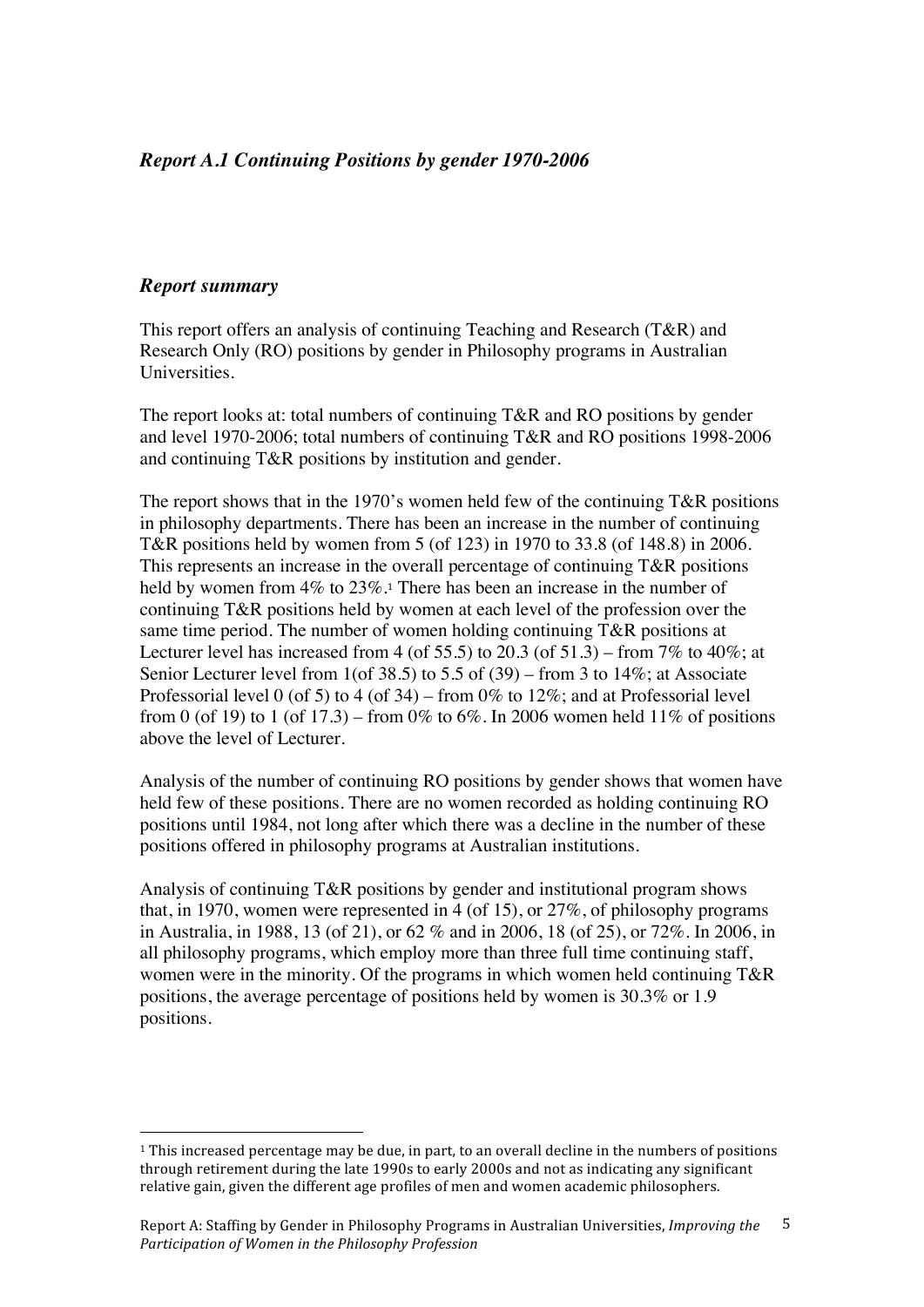### *Report A.1 Continuing Positions by gender 1970-2006*

### *Report summary*

This report offers an analysis of continuing Teaching and Research (T&R) and Research Only (RO) positions by gender in Philosophy programs in Australian Universities.

The report looks at: total numbers of continuing T&R and RO positions by gender and level 1970-2006; total numbers of continuing T&R and RO positions 1998-2006 and continuing T&R positions by institution and gender.

The report shows that in the 1970's women held few of the continuing T&R positions in philosophy departments. There has been an increase in the number of continuing T&R positions held by women from 5 (of 123) in 1970 to 33.8 (of 148.8) in 2006. This represents an increase in the overall percentage of continuing T&R positions held by women from 4% to 23%.[1] There has been an increase in the number of continuing T&R positions held by women at each level of the profession over the same time period. The number of women holding continuing T&R positions at Lecturer level has increased from 4 (of 55.5) to 20.3 (of 51.3) – from 7% to 40%; at Senior Lecturer level from 1(of 38.5) to 5.5 of (39) – from 3 to 14%; at Associate Professorial level 0 (of 5) to 4 (of 34) – from 0% to 12%; and at Professorial level from 0 (of 19) to 1 (of 17.3) – from 0% to 6%. In 2006 women held 11% of positions above the level of Lecturer.

Analysis of the number of continuing RO positions by gender shows that women have held few of these positions. There are no women recorded as holding continuing RO positions until 1984, not long after which there was a decline in the number of these positions offered in philosophy programs at Australian institutions.

Analysis of continuing T&R positions by gender and institutional program shows that, in 1970, women were represented in 4 (of 15), or 27%, of philosophy programs in Australia, in 1988, 13 (of 21), or 62 % and in 2006, 18 (of 25), or 72%. In 2006, in all philosophy programs, which employ more than three full time continuing staff, women were in the minority. Of the programs in which women held continuing T&R positions, the average percentage of positions held by women is 30.3% or 1.9 positions.

[1] This increased percentage may be due, in part, to an overall decline in the numbers of positions through retirement during the late 1990s to early 2000s and not as indicating any significant relative gain, given the different age profiles of men and women academic philosophers.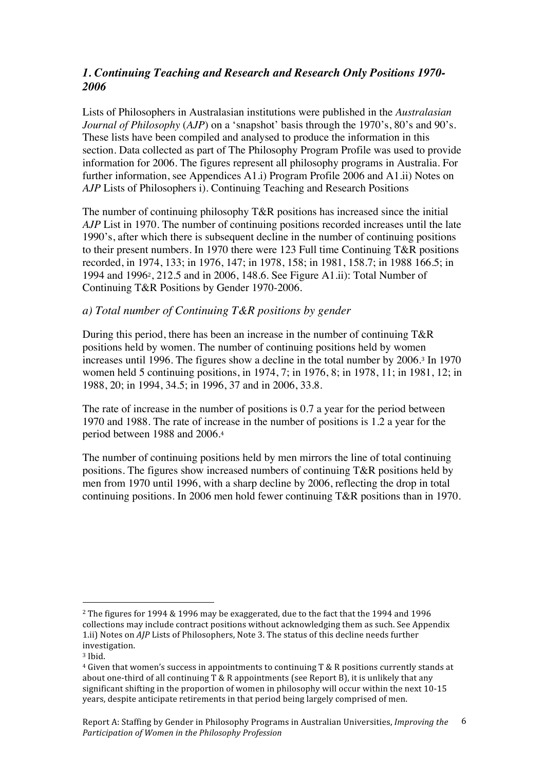## *1. Continuing Teaching and Research and Research Only Positions 1970-2006*

Lists of Philosophers in Australasian institutions were published in the *Australasian Journal of Philosophy* (*AJP*) on a 'snapshot' basis through the 1970's, 80's and 90's. These lists have been compiled and analysed to produce the information in this section. Data collected as part of The Philosophy Program Profile was used to provide information for 2006. The figures represent all philosophy programs in Australia. For further information, see Appendices A1.i) Program Profile 2006 and A1.ii) Notes on *AJP* Lists of Philosophers i). Continuing Teaching and Research Positions

The number of continuing philosophy T&R positions has increased since the initial *AJP* List in 1970. The number of continuing positions recorded increases until the late 1990's, after which there is subsequent decline in the number of continuing positions to their present numbers. In 1970 there were 123 Full time Continuing T&R positions recorded, in 1974, 133; in 1976, 147; in 1978, 158; in 1981, 158.7; in 1988 166.5; in 1994 and 1996[2], 212.5 and in 2006, 148.6. See Figure A1.ii): Total Number of Continuing T&R Positions by Gender 1970-2006.

### *a) Total number of Continuing T&R positions by gender*

During this period, there has been an increase in the number of continuing T&R positions held by women. The number of continuing positions held by women increases until 1996. The figures show a decline in the total number by 2006.[3] In 1970 women held 5 continuing positions, in 1974, 7; in 1976, 8; in 1978, 11; in 1981, 12; in 1988, 20; in 1994, 34.5; in 1996, 37 and in 2006, 33.8.

The rate of increase in the number of positions is 0.7 a year for the period between 1970 and 1988. The rate of increase in the number of positions is 1.2 a year for the period between 1988 and 2006.[4]

The number of continuing positions held by men mirrors the line of total continuing positions. The figures show increased numbers of continuing T&R positions held by men from 1970 until 1996, with a sharp decline by 2006, reflecting the drop in total continuing positions. In 2006 men hold fewer continuing T&R positions than in 1970.

---

[2] The figures for 1994 & 1996 may be exaggerated, due to the fact that the 1994 and 1996 collections may include contract positions without acknowledging them as such. See Appendix 1.ii) Notes on *AJP* Lists of Philosophers, Note 3. The status of this decline needs further investigation.

[3] Ibid.

[4] Given that women's success in appointments to continuing T & R positions currently stands at about one-third of all continuing T & R appointments (see Report B), it is unlikely that any significant shifting in the proportion of women in philosophy will occur within the next 10-15 years, despite anticipate retirements in that period being largely comprised of men.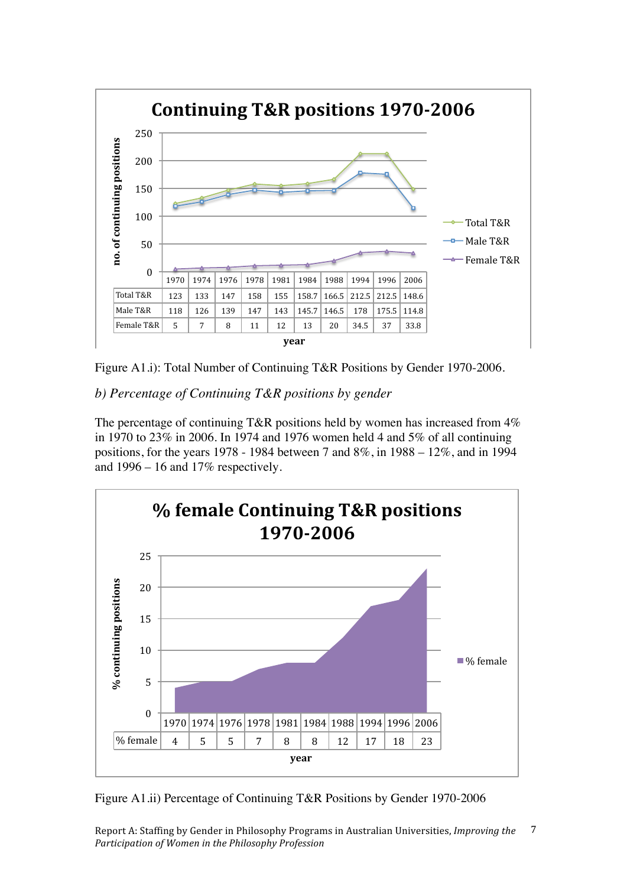**Continuing T&R positions 1970-2006**

| | 1970 | 1974 | 1976 | 1978 | 1981 | 1984 | 1988 | 1994 | 1996 | 2006 |
|---|---|---|---|---|---|---|---|---|---|---|
| Total T&R | 123 | 133 | 147 | 158 | 155 | 158.7 | 166.5 | 212.5 | 212.5 | 148.6 |
| Male T&R | 118 | 126 | 139 | 147 | 143 | 145.7 | 146.5 | 178 | 175.5 | 114.8 |
| Female T&R | 5 | 7 | 8 | 11 | 12 | 13 | 20 | 34.5 | 37 | 33.8 |

Figure A1.i): Total Number of Continuing T&R Positions by Gender 1970-2006.

*b) Percentage of Continuing T&R positions by gender*

The percentage of continuing T&R positions held by women has increased from 4% in 1970 to 23% in 2006. In 1974 and 1976 women held 4 and 5% of all continuing positions, for the years 1978 - 1984 between 7 and 8%, in 1988 – 12%, and in 1994 and 1996 – 16 and 17% respectively.

**% female Continuing T&R positions 1970-2006**

| | 1970 | 1974 | 1976 | 1978 | 1981 | 1984 | 1988 | 1994 | 1996 | 2006 |
|---|---|---|---|---|---|---|---|---|---|---|
| % female | 4 | 5 | 5 | 7 | 8 | 8 | 12 | 17 | 18 | 23 |

Figure A1.ii) Percentage of Continuing T&R Positions by Gender 1970-2006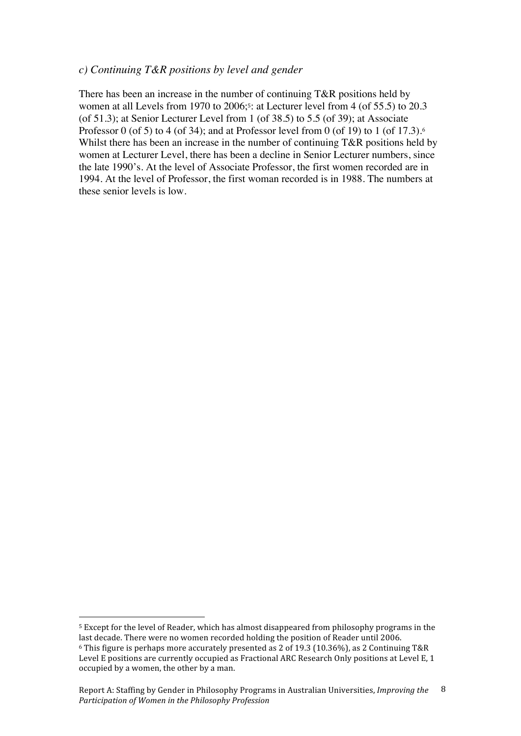*c) Continuing T&R positions by level and gender*

There has been an increase in the number of continuing T&R positions held by women at all Levels from 1970 to 2006;[5]: at Lecturer level from 4 (of 55.5) to 20.3 (of 51.3); at Senior Lecturer Level from 1 (of 38.5) to 5.5 (of 39); at Associate Professor 0 (of 5) to 4 (of 34); and at Professor level from 0 (of 19) to 1 (of 17.3).[6] Whilst there has been an increase in the number of continuing T&R positions held by women at Lecturer Level, there has been a decline in Senior Lecturer numbers, since the late 1990's. At the level of Associate Professor, the first women recorded are in 1994. At the level of Professor, the first woman recorded is in 1988. The numbers at these senior levels is low.

---

[5] Except for the level of Reader, which has almost disappeared from philosophy programs in the last decade. There were no women recorded holding the position of Reader until 2006.

[6] This figure is perhaps more accurately presented as 2 of 19.3 (10.36%), as 2 Continuing T&R Level E positions are currently occupied as Fractional ARC Research Only positions at Level E, 1 occupied by a women, the other by a man.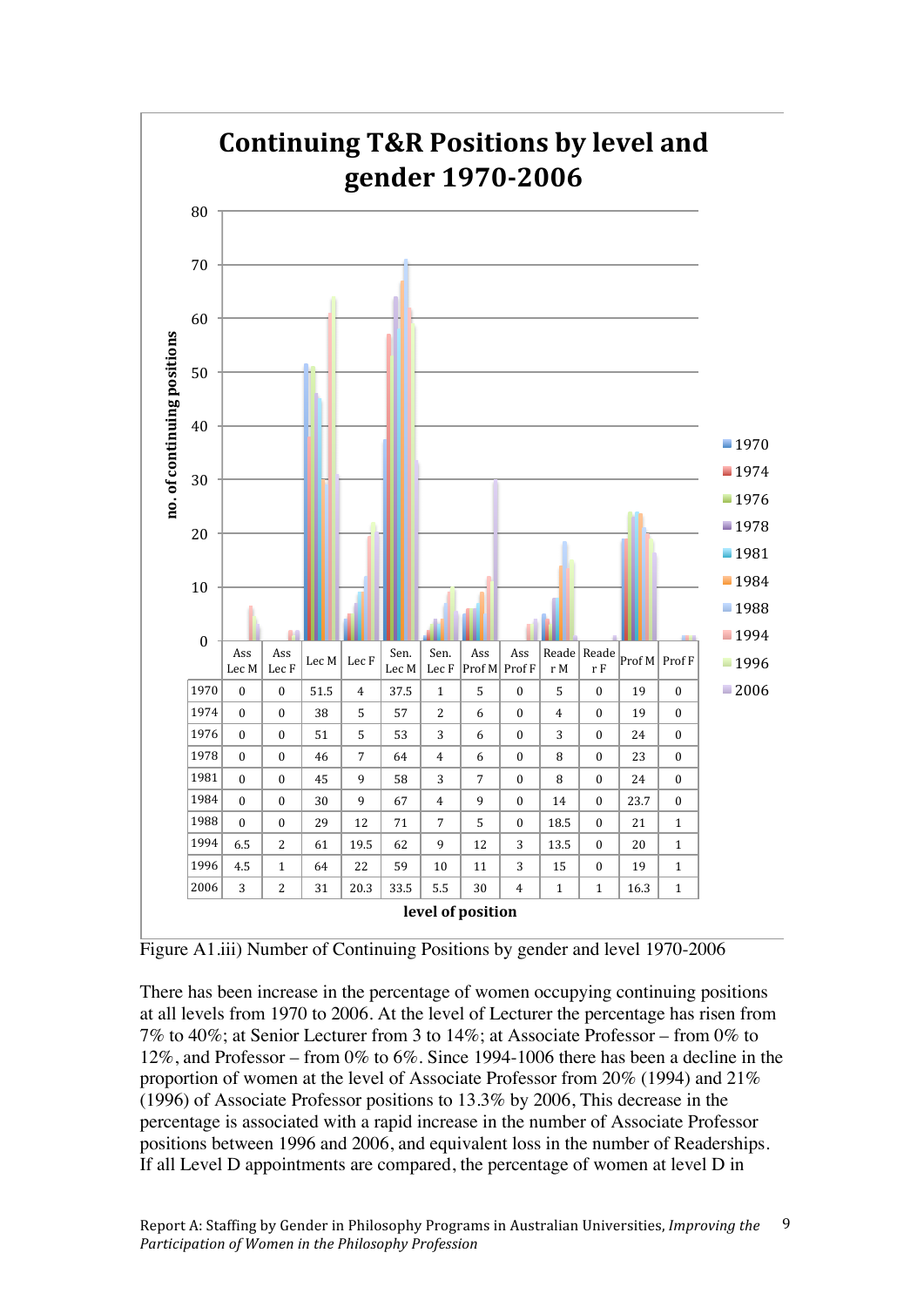**Continuing T&R Positions by level and gender 1970-2006**

| | Ass Lec M | Ass Lec F | Lec M | Lec F | Sen. Lec M | Sen. Lec F | Ass Prof M | Ass Prof F | Reader M | Reader F | Prof M | Prof F |
|---|---|---|---|---|---|---|---|---|---|---|---|---|
| 1970 | 0 | 0 | 51.5 | 4 | 37.5 | 1 | 5 | 0 | 5 | 0 | 19 | 0 |
| 1974 | 0 | 0 | 38 | 5 | 57 | 2 | 6 | 0 | 4 | 0 | 19 | 0 |
| 1976 | 0 | 0 | 51 | 5 | 53 | 3 | 6 | 0 | 3 | 0 | 24 | 0 |
| 1978 | 0 | 0 | 46 | 7 | 64 | 4 | 6 | 0 | 8 | 0 | 23 | 0 |
| 1981 | 0 | 0 | 45 | 9 | 58 | 3 | 7 | 0 | 8 | 0 | 24 | 0 |
| 1984 | 0 | 0 | 30 | 9 | 67 | 4 | 9 | 0 | 14 | 0 | 23.7 | 0 |
| 1988 | 0 | 0 | 29 | 12 | 71 | 7 | 5 | 0 | 18.5 | 0 | 21 | 1 |
| 1994 | 6.5 | 2 | 61 | 19.5 | 62 | 9 | 12 | 3 | 13.5 | 0 | 20 | 1 |
| 1996 | 4.5 | 1 | 64 | 22 | 59 | 10 | 11 | 3 | 15 | 0 | 19 | 1 |
| 2006 | 3 | 2 | 31 | 20.3 | 33.5 | 5.5 | 30 | 4 | 1 | 1 | 16.3 | 1 |

level of position

Figure A1.iii) Number of Continuing Positions by gender and level 1970-2006

There has been increase in the percentage of women occupying continuing positions at all levels from 1970 to 2006. At the level of Lecturer the percentage has risen from 7% to 40%; at Senior Lecturer from 3 to 14%; at Associate Professor – from 0% to 12%, and Professor – from 0% to 6%. Since 1994-1006 there has been a decline in the proportion of women at the level of Associate Professor from 20% (1994) and 21% (1996) of Associate Professor positions to 13.3% by 2006, This decrease in the percentage is associated with a rapid increase in the number of Associate Professor positions between 1996 and 2006, and equivalent loss in the number of Readerships. If all Level D appointments are compared, the percentage of women at level D in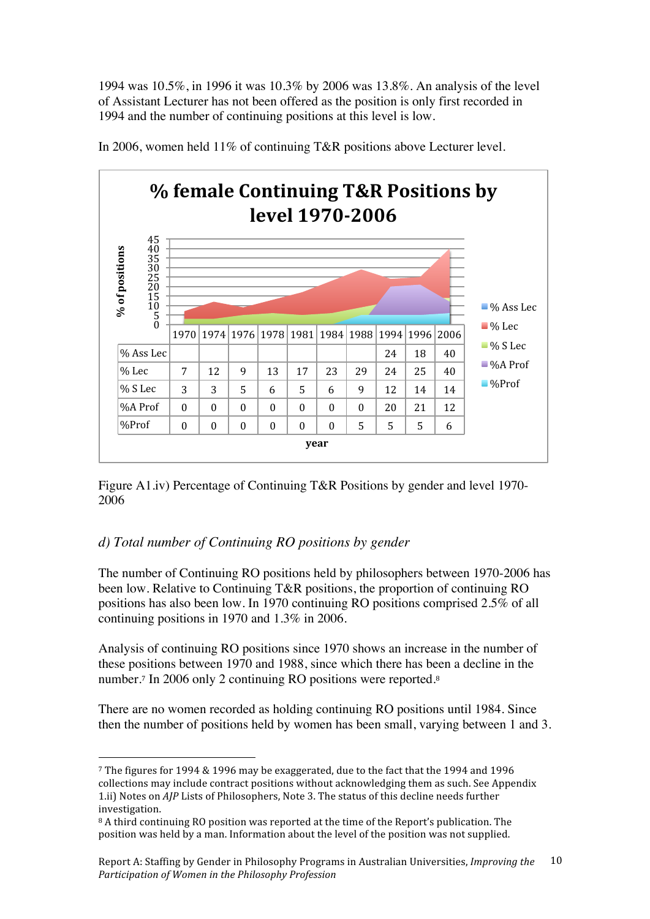1994 was 10.5%, in 1996 it was 10.3% by 2006 was 13.8%. An analysis of the level of Assistant Lecturer has not been offered as the position is only first recorded in 1994 and the number of continuing positions at this level is low.

In 2006, women held 11% of continuing T&R positions above Lecturer level.

**% female Continuing T&R Positions by level 1970-2006**

| | 1970 | 1974 | 1976 | 1978 | 1981 | 1984 | 1988 | 1994 | 1996 | 2006 |
|---|---|---|---|---|---|---|---|---|---|---|
| % Ass Lec | | | | | | | | 24 | 18 | 40 |
| % Lec | 7 | 12 | 9 | 13 | 17 | 23 | 29 | 24 | 25 | 40 |
| % S Lec | 3 | 3 | 5 | 6 | 5 | 6 | 9 | 12 | 14 | 14 |
| %A Prof | 0 | 0 | 0 | 0 | 0 | 0 | 0 | 20 | 21 | 12 |
| %Prof | 0 | 0 | 0 | 0 | 0 | 0 | 5 | 5 | 5 | 6 |

Figure A1.iv) Percentage of Continuing T&R Positions by gender and level 1970-2006

### *d) Total number of Continuing RO positions by gender*

The number of Continuing RO positions held by philosophers between 1970-2006 has been low. Relative to Continuing T&R positions, the proportion of continuing RO positions has also been low. In 1970 continuing RO positions comprised 2.5% of all continuing positions in 1970 and 1.3% in 2006.

Analysis of continuing RO positions since 1970 shows an increase in the number of these positions between 1970 and 1988, since which there has been a decline in the number.[7] In 2006 only 2 continuing RO positions were reported.[8]

There are no women recorded as holding continuing RO positions until 1984. Since then the number of positions held by women has been small, varying between 1 and 3.

---

[7] The figures for 1994 & 1996 may be exaggerated, due to the fact that the 1994 and 1996 collections may include contract positions without acknowledging them as such. See Appendix 1.ii) Notes on *AJP* Lists of Philosophers, Note 3. The status of this decline needs further investigation.

[8] A third continuing RO position was reported at the time of the Report's publication. The position was held by a man. Information about the level of the position was not supplied.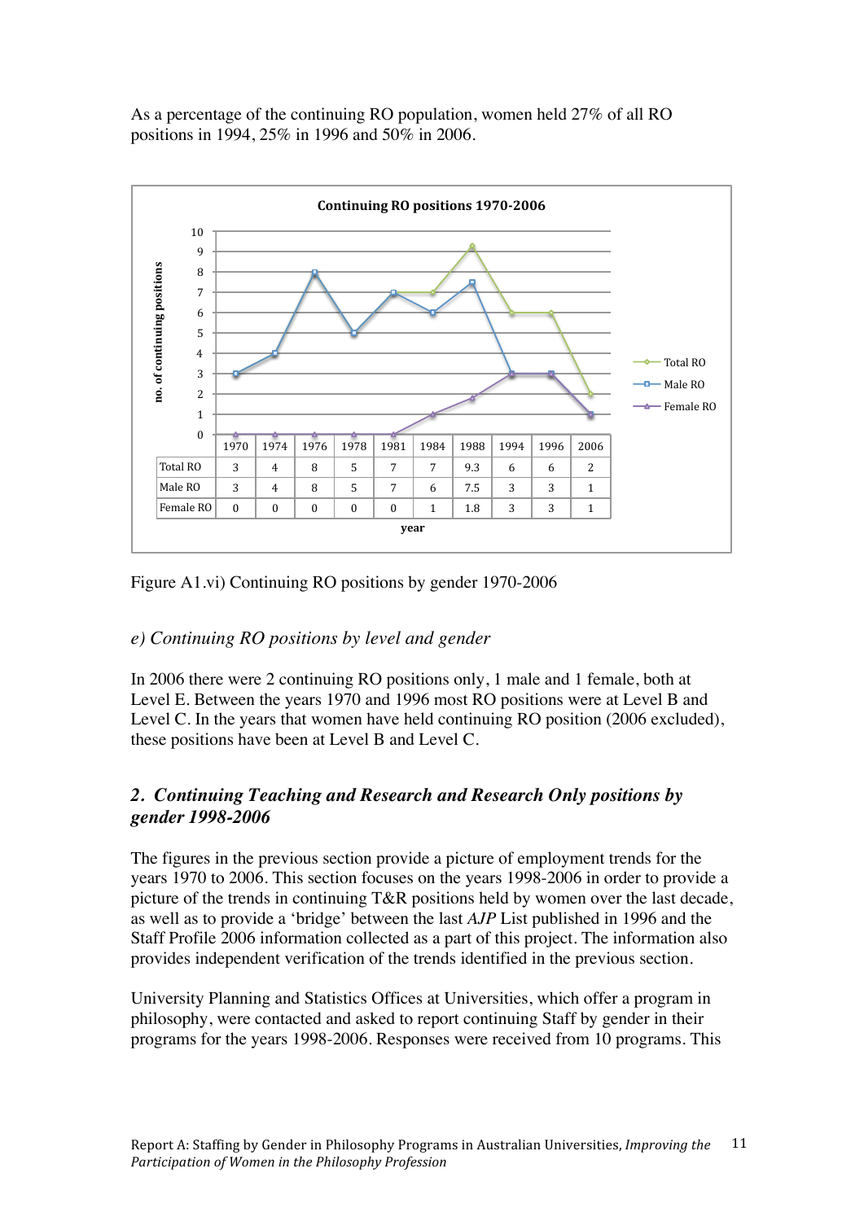As a percentage of the continuing RO population, women held 27% of all RO positions in 1994, 25% in 1996 and 50% in 2006.

**Continuing RO positions 1970-2006**

| | 1970 | 1974 | 1976 | 1978 | 1981 | 1984 | 1988 | 1994 | 1996 | 2006 |
|---|---|---|---|---|---|---|---|---|---|---|
| Total RO | 3 | 4 | 8 | 5 | 7 | 7 | 9.3 | 6 | 6 | 2 |
| Male RO | 3 | 4 | 8 | 5 | 7 | 6 | 7.5 | 3 | 3 | 1 |
| Female RO | 0 | 0 | 0 | 0 | 0 | 1 | 1.8 | 3 | 3 | 1 |

Figure A1.vi) Continuing RO positions by gender 1970-2006

### *e) Continuing RO positions by level and gender*

In 2006 there were 2 continuing RO positions only, 1 male and 1 female, both at Level E. Between the years 1970 and 1996 most RO positions were at Level B and Level C. In the years that women have held continuing RO position (2006 excluded), these positions have been at Level B and Level C.

## *2. Continuing Teaching and Research and Research Only positions by gender 1998-2006*

The figures in the previous section provide a picture of employment trends for the years 1970 to 2006. This section focuses on the years 1998-2006 in order to provide a picture of the trends in continuing T&R positions held by women over the last decade, as well as to provide a 'bridge' between the last *AJP* List published in 1996 and the Staff Profile 2006 information collected as a part of this project. The information also provides independent verification of the trends identified in the previous section.

University Planning and Statistics Offices at Universities, which offer a program in philosophy, were contacted and asked to report continuing Staff by gender in their programs for the years 1998-2006. Responses were received from 10 programs. This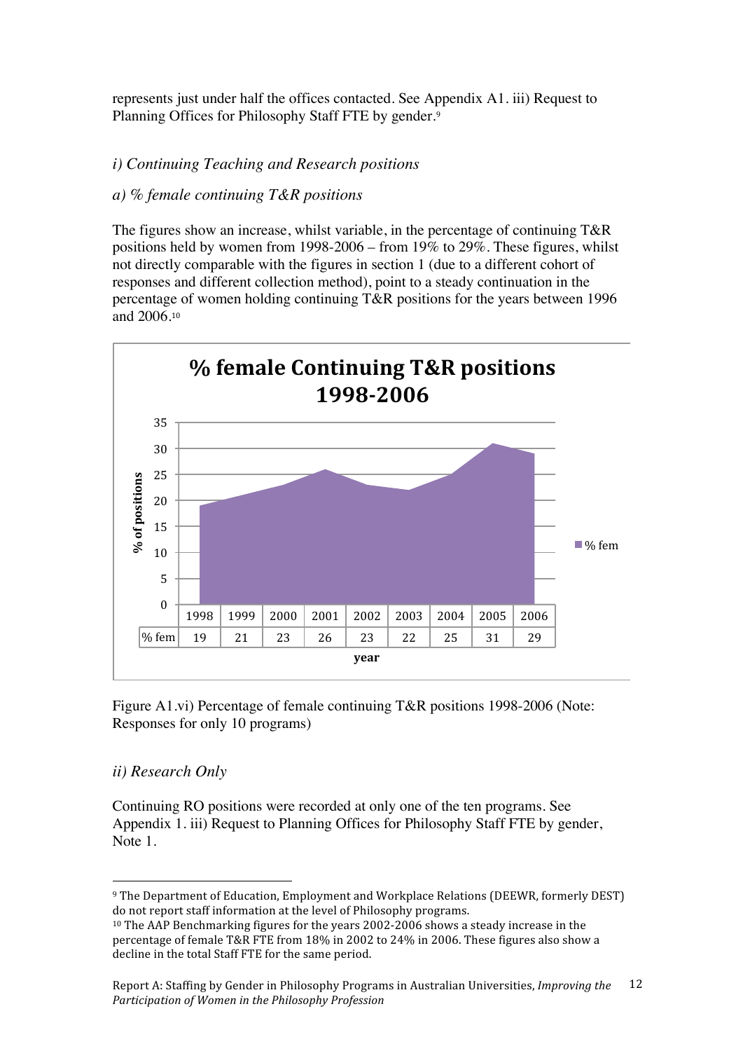represents just under half the offices contacted. See Appendix A1. iii) Request to Planning Offices for Philosophy Staff FTE by gender.[9]

*i) Continuing Teaching and Research positions*

*a) % female continuing T&R positions*

The figures show an increase, whilst variable, in the percentage of continuing T&R positions held by women from 1998-2006 – from 19% to 29%. These figures, whilst not directly comparable with the figures in section 1 (due to a different cohort of responses and different collection method), point to a steady continuation in the percentage of women holding continuing T&R positions for the years between 1996 and 2006.[10]

**% female Continuing T&R positions 1998-2006**

| year | 1998 | 1999 | 2000 | 2001 | 2002 | 2003 | 2004 | 2005 | 2006 |
|---|---|---|---|---|---|---|---|---|---|
| % fem | 19 | 21 | 23 | 26 | 23 | 22 | 25 | 31 | 29 |

Figure A1.vi) Percentage of female continuing T&R positions 1998-2006 (Note: Responses for only 10 programs)

*ii) Research Only*

Continuing RO positions were recorded at only one of the ten programs. See Appendix 1. iii) Request to Planning Offices for Philosophy Staff FTE by gender, Note 1.

[9] The Department of Education, Employment and Workplace Relations (DEEWR, formerly DEST) do not report staff information at the level of Philosophy programs.

[10] The AAP Benchmarking figures for the years 2002-2006 shows a steady increase in the percentage of female T&R FTE from 18% in 2002 to 24% in 2006. These figures also show a decline in the total Staff FTE for the same period.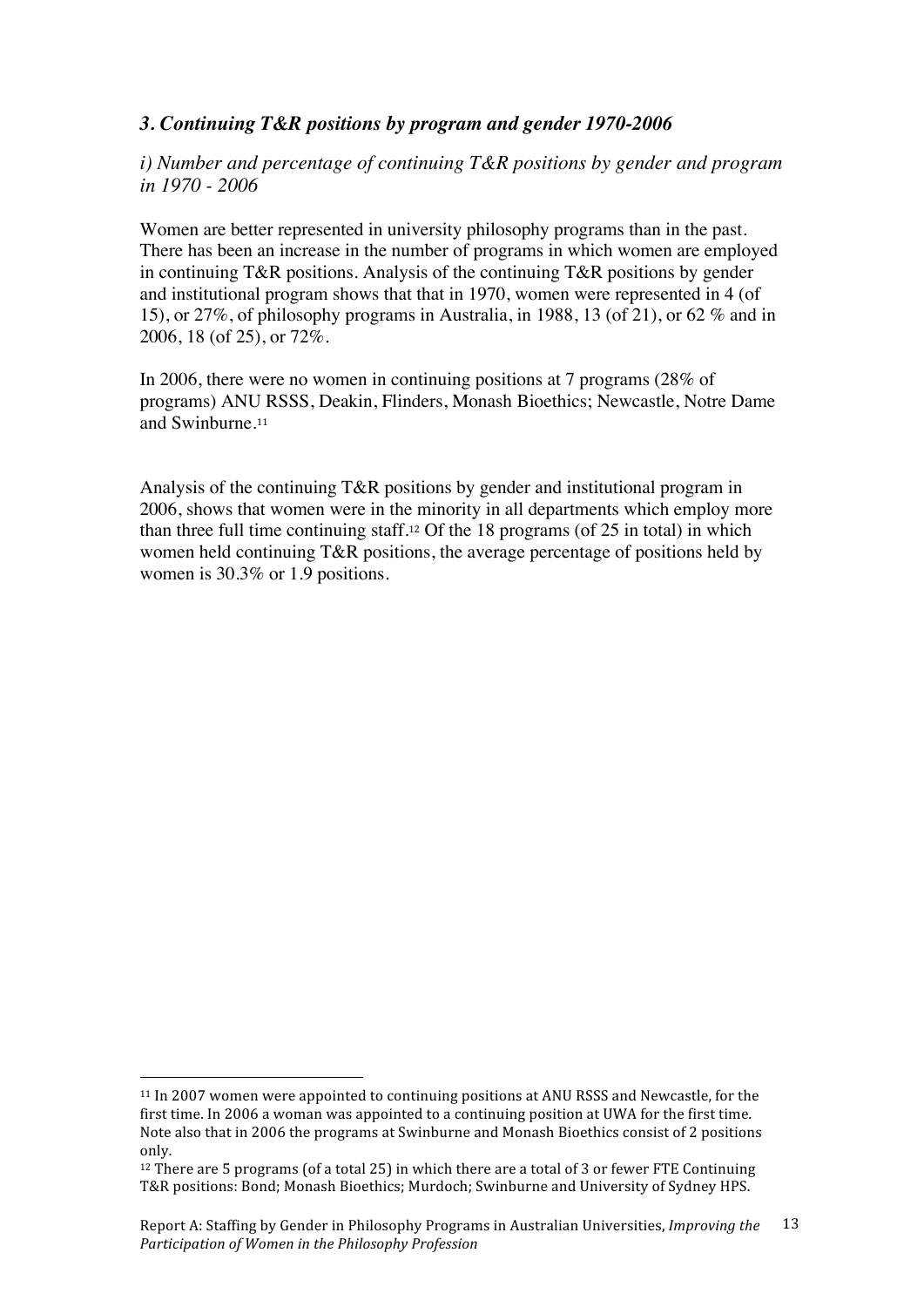### *3. Continuing T&R positions by program and gender 1970-2006*

*i) Number and percentage of continuing T&R positions by gender and program in 1970 - 2006*

Women are better represented in university philosophy programs than in the past. There has been an increase in the number of programs in which women are employed in continuing T&R positions. Analysis of the continuing T&R positions by gender and institutional program shows that that in 1970, women were represented in 4 (of 15), or 27%, of philosophy programs in Australia, in 1988, 13 (of 21), or 62 % and in 2006, 18 (of 25), or 72%.

In 2006, there were no women in continuing positions at 7 programs (28% of programs) ANU RSSS, Deakin, Flinders, Monash Bioethics; Newcastle, Notre Dame and Swinburne.[11]

Analysis of the continuing T&R positions by gender and institutional program in 2006, shows that women were in the minority in all departments which employ more than three full time continuing staff.[12] Of the 18 programs (of 25 in total) in which women held continuing T&R positions, the average percentage of positions held by women is 30.3% or 1.9 positions.

---

[11] In 2007 women were appointed to continuing positions at ANU RSSS and Newcastle, for the first time. In 2006 a woman was appointed to a continuing position at UWA for the first time. Note also that in 2006 the programs at Swinburne and Monash Bioethics consist of 2 positions only.

[12] There are 5 programs (of a total 25) in which there are a total of 3 or fewer FTE Continuing T&R positions: Bond; Monash Bioethics; Murdoch; Swinburne and University of Sydney HPS.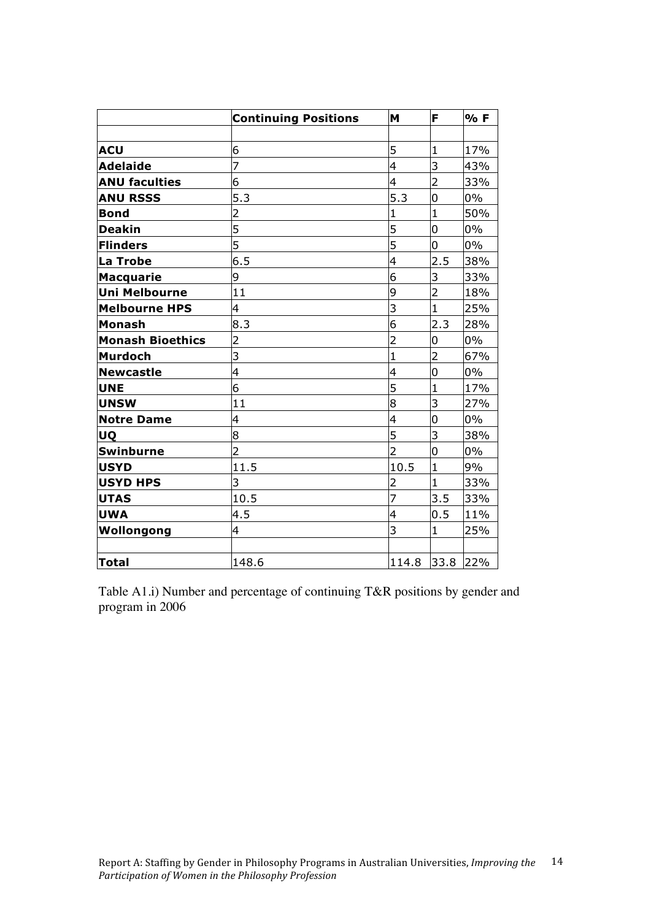| | **Continuing Positions** | **M** | **F** | **% F** |
|---|---|---|---|---|
| | | | | |
| **ACU** | 6 | 5 | 1 | 17% |
| **Adelaide** | 7 | 4 | 3 | 43% |
| **ANU faculties** | 6 | 4 | 2 | 33% |
| **ANU RSSS** | 5.3 | 5.3 | 0 | 0% |
| **Bond** | 2 | 1 | 1 | 50% |
| **Deakin** | 5 | 5 | 0 | 0% |
| **Flinders** | 5 | 5 | 0 | 0% |
| **La Trobe** | 6.5 | 4 | 2.5 | 38% |
| **Macquarie** | 9 | 6 | 3 | 33% |
| **Uni Melbourne** | 11 | 9 | 2 | 18% |
| **Melbourne HPS** | 4 | 3 | 1 | 25% |
| **Monash** | 8.3 | 6 | 2.3 | 28% |
| **Monash Bioethics** | 2 | 2 | 0 | 0% |
| **Murdoch** | 3 | 1 | 2 | 67% |
| **Newcastle** | 4 | 4 | 0 | 0% |
| **UNE** | 6 | 5 | 1 | 17% |
| **UNSW** | 11 | 8 | 3 | 27% |
| **Notre Dame** | 4 | 4 | 0 | 0% |
| **UQ** | 8 | 5 | 3 | 38% |
| **Swinburne** | 2 | 2 | 0 | 0% |
| **USYD** | 11.5 | 10.5 | 1 | 9% |
| **USYD HPS** | 3 | 2 | 1 | 33% |
| **UTAS** | 10.5 | 7 | 3.5 | 33% |
| **UWA** | 4.5 | 4 | 0.5 | 11% |
| **Wollongong** | 4 | 3 | 1 | 25% |
| | | | | |
| **Total** | 148.6 | 114.8 | 33.8 | 22% |

Table A1.i) Number and percentage of continuing T&R positions by gender and program in 2006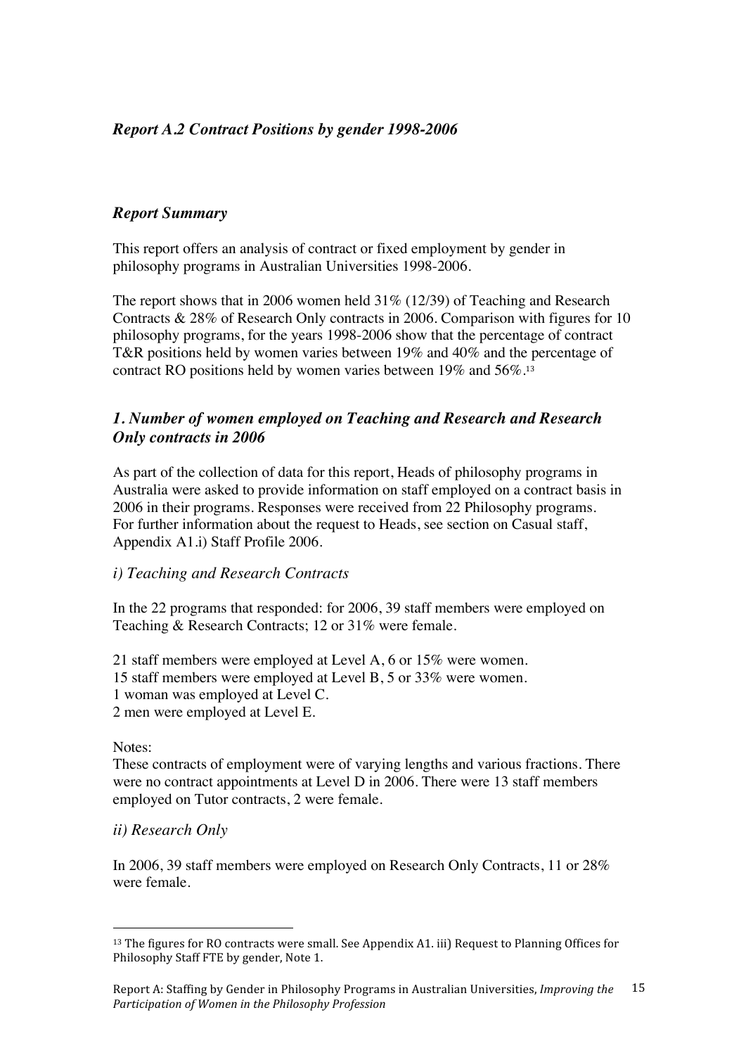### *Report A.2 Contract Positions by gender 1998-2006*

### *Report Summary*

This report offers an analysis of contract or fixed employment by gender in philosophy programs in Australian Universities 1998-2006.

The report shows that in 2006 women held 31% (12/39) of Teaching and Research Contracts & 28% of Research Only contracts in 2006. Comparison with figures for 10 philosophy programs, for the years 1998-2006 show that the percentage of contract T&R positions held by women varies between 19% and 40% and the percentage of contract RO positions held by women varies between 19% and 56%.[13]

### *1. Number of women employed on Teaching and Research and Research Only contracts in 2006*

As part of the collection of data for this report, Heads of philosophy programs in Australia were asked to provide information on staff employed on a contract basis in 2006 in their programs. Responses were received from 22 Philosophy programs. For further information about the request to Heads, see section on Casual staff, Appendix A1.i) Staff Profile 2006.

*i) Teaching and Research Contracts*

In the 22 programs that responded: for 2006, 39 staff members were employed on Teaching & Research Contracts; 12 or 31% were female.

21 staff members were employed at Level A, 6 or 15% were women.
15 staff members were employed at Level B, 5 or 33% were women.
1 woman was employed at Level C.
2 men were employed at Level E.

Notes:
These contracts of employment were of varying lengths and various fractions. There were no contract appointments at Level D in 2006. There were 13 staff members employed on Tutor contracts, 2 were female.

*ii) Research Only*

In 2006, 39 staff members were employed on Research Only Contracts, 11 or 28% were female.

[13] The figures for RO contracts were small. See Appendix A1. iii) Request to Planning Offices for Philosophy Staff FTE by gender, Note 1.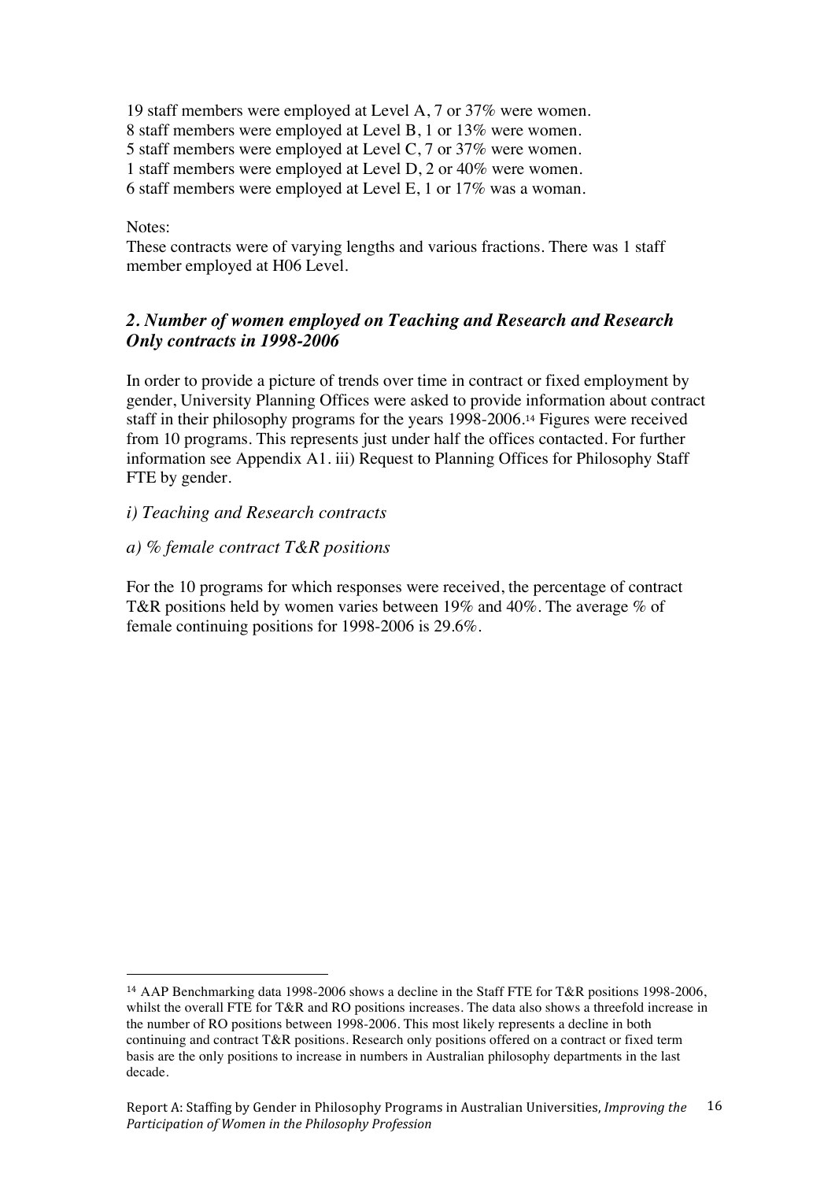19 staff members were employed at Level A, 7 or 37% were women.
8 staff members were employed at Level B, 1 or 13% were women.
5 staff members were employed at Level C, 7 or 37% were women.
1 staff members were employed at Level D, 2 or 40% were women.
6 staff members were employed at Level E, 1 or 17% was a woman.

Notes:
These contracts were of varying lengths and various fractions. There was 1 staff member employed at H06 Level.

## *2. Number of women employed on Teaching and Research and Research Only contracts in 1998-2006*

In order to provide a picture of trends over time in contract or fixed employment by gender, University Planning Offices were asked to provide information about contract staff in their philosophy programs for the years 1998-2006.[14] Figures were received from 10 programs. This represents just under half the offices contacted. For further information see Appendix A1. iii) Request to Planning Offices for Philosophy Staff FTE by gender.

*i) Teaching and Research contracts*

*a) % female contract T&R positions*

For the 10 programs for which responses were received, the percentage of contract T&R positions held by women varies between 19% and 40%. The average % of female continuing positions for 1998-2006 is 29.6%.

---

[14] AAP Benchmarking data 1998-2006 shows a decline in the Staff FTE for T&R positions 1998-2006, whilst the overall FTE for T&R and RO positions increases. The data also shows a threefold increase in the number of RO positions between 1998-2006. This most likely represents a decline in both continuing and contract T&R positions. Research only positions offered on a contract or fixed term basis are the only positions to increase in numbers in Australian philosophy departments in the last decade.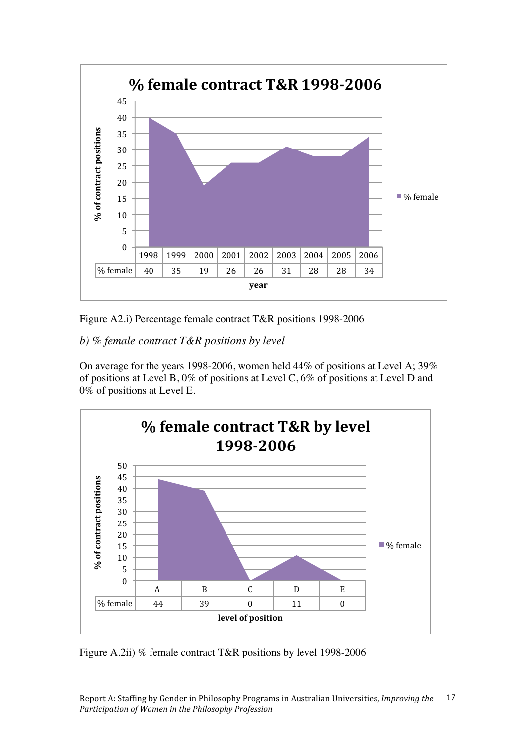**% female contract T&R 1998-2006**

| | 1998 | 1999 | 2000 | 2001 | 2002 | 2003 | 2004 | 2005 | 2006 |
|---|---|---|---|---|---|---|---|---|---|
| % female | 40 | 35 | 19 | 26 | 26 | 31 | 28 | 28 | 34 |

Figure A2.i) Percentage female contract T&R positions 1998-2006

*b) % female contract T&R positions by level*

On average for the years 1998-2006, women held 44% of positions at Level A; 39% of positions at Level B, 0% of positions at Level C, 6% of positions at Level D and 0% of positions at Level E.

**% female contract T&R by level 1998-2006**

| | A | B | C | D | E |
|---|---|---|---|---|---|
| % female | 44 | 39 | 0 | 11 | 0 |

Figure A.2ii) % female contract T&R positions by level 1998-2006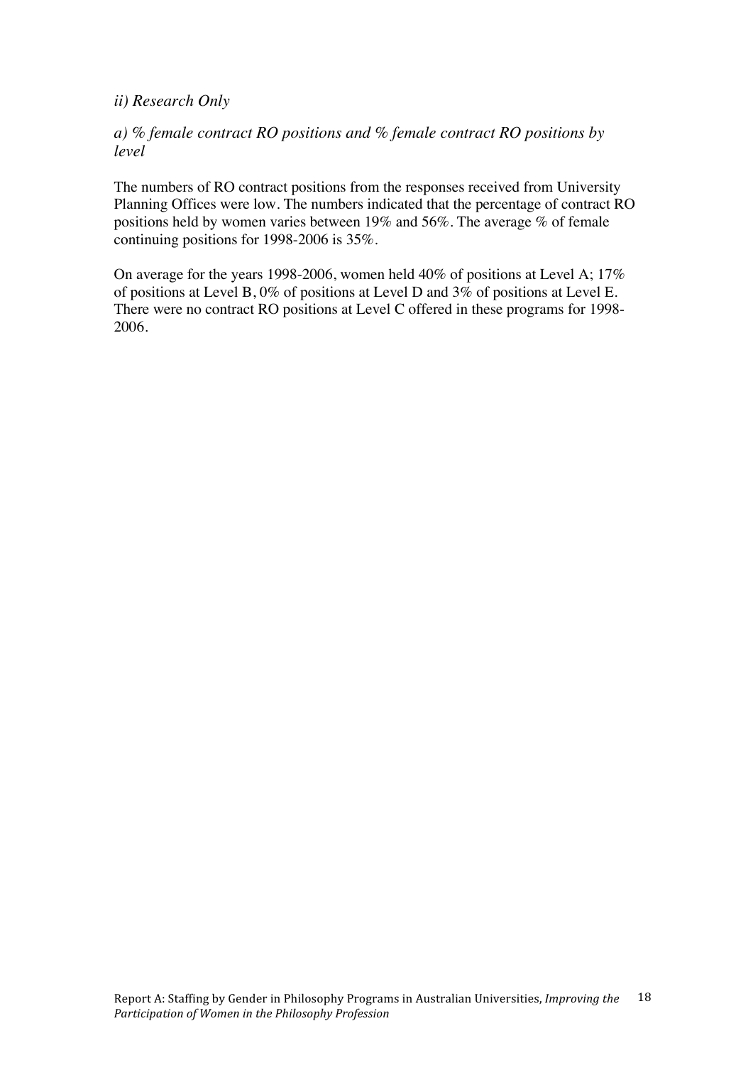*ii) Research Only*

*a) % female contract RO positions and % female contract RO positions by level*

The numbers of RO contract positions from the responses received from University Planning Offices were low. The numbers indicated that the percentage of contract RO positions held by women varies between 19% and 56%. The average % of female continuing positions for 1998-2006 is 35%.

On average for the years 1998-2006, women held 40% of positions at Level A; 17% of positions at Level B, 0% of positions at Level D and 3% of positions at Level E. There were no contract RO positions at Level C offered in these programs for 1998-2006.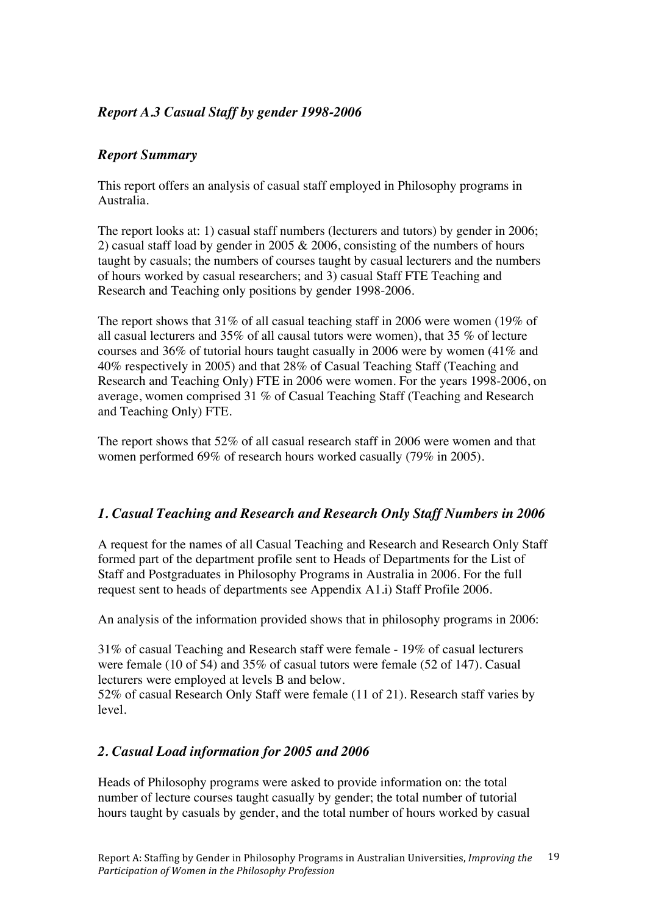### *Report A.3 Casual Staff by gender 1998-2006*

### *Report Summary*

This report offers an analysis of casual staff employed in Philosophy programs in Australia.

The report looks at: 1) casual staff numbers (lecturers and tutors) by gender in 2006; 2) casual staff load by gender in 2005 & 2006, consisting of the numbers of hours taught by casuals; the numbers of courses taught by casual lecturers and the numbers of hours worked by casual researchers; and 3) casual Staff FTE Teaching and Research and Teaching only positions by gender 1998-2006.

The report shows that 31% of all casual teaching staff in 2006 were women (19% of all casual lecturers and 35% of all causal tutors were women), that 35 % of lecture courses and 36% of tutorial hours taught casually in 2006 were by women (41% and 40% respectively in 2005) and that 28% of Casual Teaching Staff (Teaching and Research and Teaching Only) FTE in 2006 were women. For the years 1998-2006, on average, women comprised 31 % of Casual Teaching Staff (Teaching and Research and Teaching Only) FTE.

The report shows that 52% of all casual research staff in 2006 were women and that women performed 69% of research hours worked casually (79% in 2005).

### *1. Casual Teaching and Research and Research Only Staff Numbers in 2006*

A request for the names of all Casual Teaching and Research and Research Only Staff formed part of the department profile sent to Heads of Departments for the List of Staff and Postgraduates in Philosophy Programs in Australia in 2006. For the full request sent to heads of departments see Appendix A1.i) Staff Profile 2006.

An analysis of the information provided shows that in philosophy programs in 2006:

31% of casual Teaching and Research staff were female - 19% of casual lecturers were female (10 of 54) and 35% of casual tutors were female (52 of 147). Casual lecturers were employed at levels B and below.
52% of casual Research Only Staff were female (11 of 21). Research staff varies by level.

### *2. Casual Load information for 2005 and 2006*

Heads of Philosophy programs were asked to provide information on: the total number of lecture courses taught casually by gender; the total number of tutorial hours taught by casuals by gender, and the total number of hours worked by casual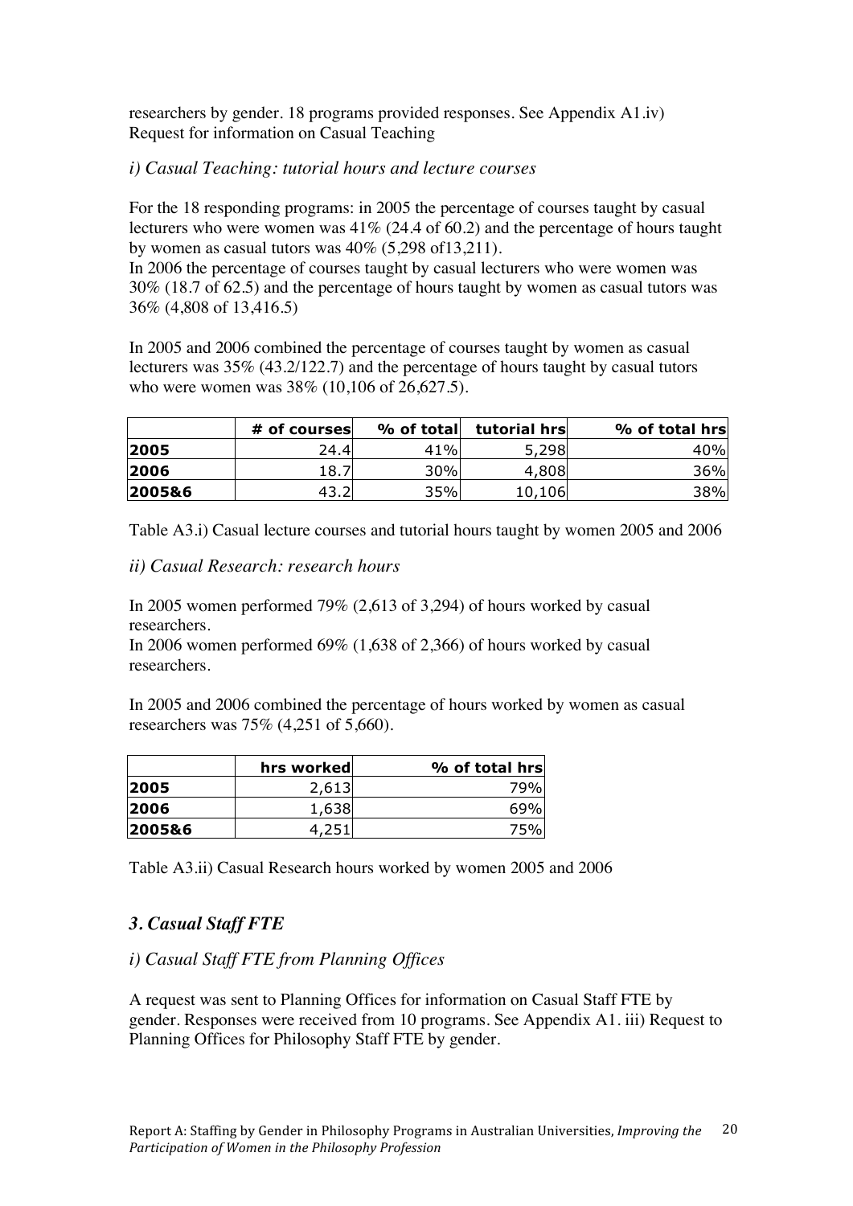researchers by gender. 18 programs provided responses. See Appendix A1.iv) Request for information on Casual Teaching

*i) Casual Teaching: tutorial hours and lecture courses*

For the 18 responding programs: in 2005 the percentage of courses taught by casual lecturers who were women was 41% (24.4 of 60.2) and the percentage of hours taught by women as casual tutors was 40% (5,298 of13,211).
In 2006 the percentage of courses taught by casual lecturers who were women was 30% (18.7 of 62.5) and the percentage of hours taught by women as casual tutors was 36% (4,808 of 13,416.5)

In 2005 and 2006 combined the percentage of courses taught by women as casual lecturers was 35% (43.2/122.7) and the percentage of hours taught by casual tutors who were women was 38% (10,106 of 26,627.5).

| | # of courses | % of total | tutorial hrs | % of total hrs |
|---|---|---|---|---|
| **2005** | 24.4 | 41% | 5,298 | 40% |
| **2006** | 18.7 | 30% | 4,808 | 36% |
| **2005&6** | 43.2 | 35% | 10,106 | 38% |

Table A3.i) Casual lecture courses and tutorial hours taught by women 2005 and 2006

*ii) Casual Research: research hours*

In 2005 women performed 79% (2,613 of 3,294) of hours worked by casual researchers.
In 2006 women performed 69% (1,638 of 2,366) of hours worked by casual researchers.

In 2005 and 2006 combined the percentage of hours worked by women as casual researchers was 75% (4,251 of 5,660).

| | hrs worked | % of total hrs |
|---|---|---|
| **2005** | 2,613 | 79% |
| **2006** | 1,638 | 69% |
| **2005&6** | 4,251 | 75% |

Table A3.ii) Casual Research hours worked by women 2005 and 2006

## *3. Casual Staff FTE*

*i) Casual Staff FTE from Planning Offices*

A request was sent to Planning Offices for information on Casual Staff FTE by gender. Responses were received from 10 programs. See Appendix A1. iii) Request to Planning Offices for Philosophy Staff FTE by gender.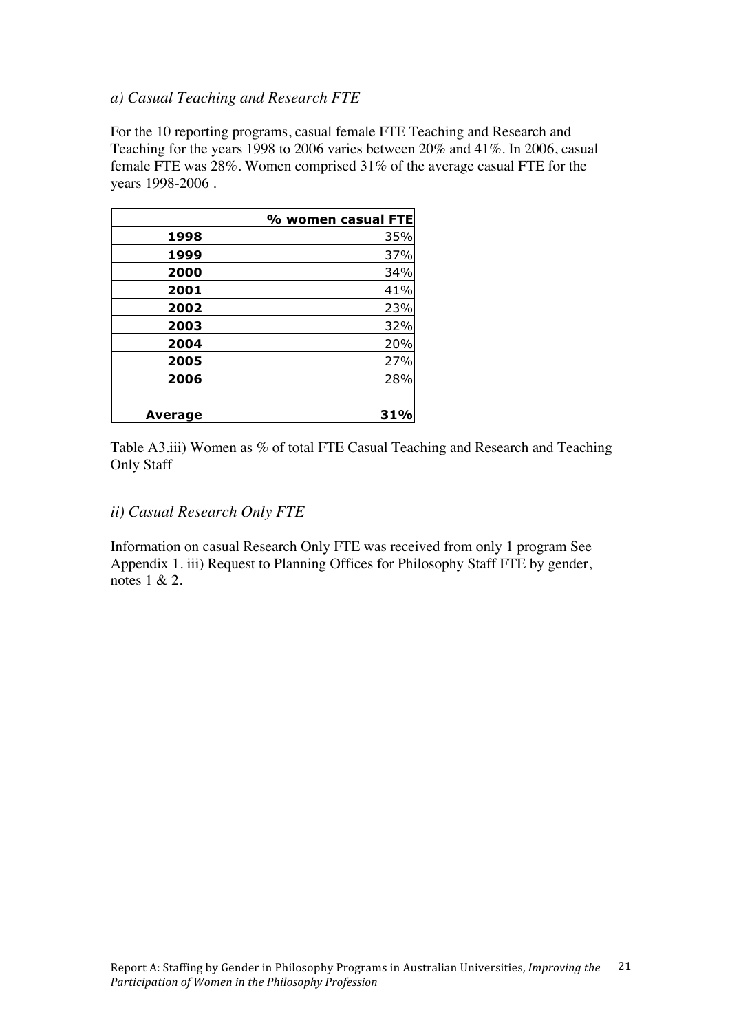*a) Casual Teaching and Research FTE*

For the 10 reporting programs, casual female FTE Teaching and Research and Teaching for the years 1998 to 2006 varies between 20% and 41%. In 2006, casual female FTE was 28%. Women comprised 31% of the average casual FTE for the years 1998-2006 .

| | % women casual FTE |
|---|---|
| **1998** | 35% |
| **1999** | 37% |
| **2000** | 34% |
| **2001** | 41% |
| **2002** | 23% |
| **2003** | 32% |
| **2004** | 20% |
| **2005** | 27% |
| **2006** | 28% |
| | |
| **Average** | **31%** |

Table A3.iii) Women as % of total FTE Casual Teaching and Research and Teaching Only Staff

*ii) Casual Research Only FTE*

Information on casual Research Only FTE was received from only 1 program See Appendix 1. iii) Request to Planning Offices for Philosophy Staff FTE by gender, notes 1 & 2.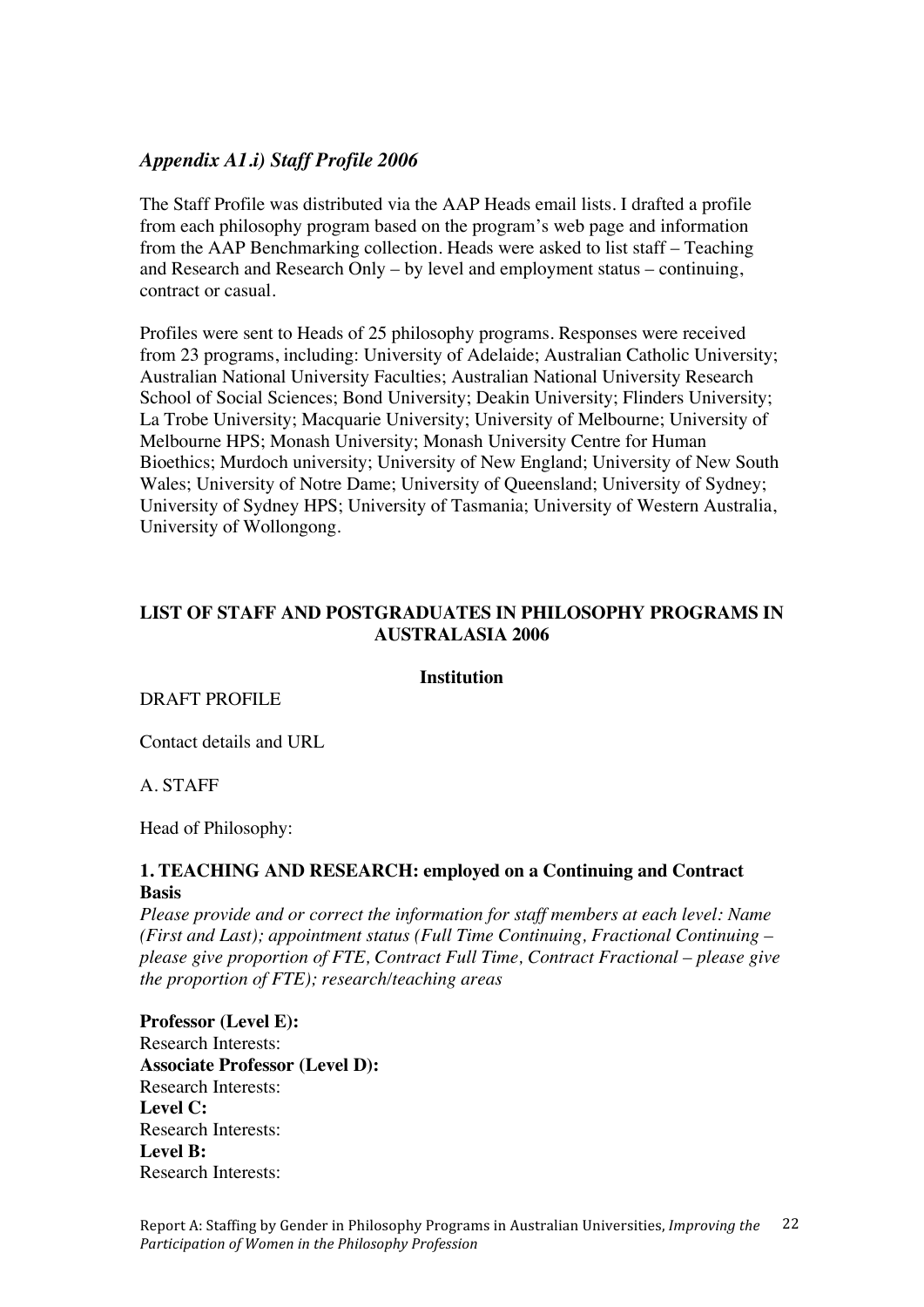## *Appendix A1.i) Staff Profile 2006*

The Staff Profile was distributed via the AAP Heads email lists. I drafted a profile from each philosophy program based on the program's web page and information from the AAP Benchmarking collection. Heads were asked to list staff – Teaching and Research and Research Only – by level and employment status – continuing, contract or casual.

Profiles were sent to Heads of 25 philosophy programs. Responses were received from 23 programs, including: University of Adelaide; Australian Catholic University; Australian National University Faculties; Australian National University Research School of Social Sciences; Bond University; Deakin University; Flinders University; La Trobe University; Macquarie University; University of Melbourne; University of Melbourne HPS; Monash University; Monash University Centre for Human Bioethics; Murdoch university; University of New England; University of New South Wales; University of Notre Dame; University of Queensland; University of Sydney; University of Sydney HPS; University of Tasmania; University of Western Australia, University of Wollongong.

**LIST OF STAFF AND POSTGRADUATES IN PHILOSOPHY PROGRAMS IN AUSTRALASIA 2006**

**Institution**

DRAFT PROFILE

Contact details and URL

A. STAFF

Head of Philosophy:

**1. TEACHING AND RESEARCH: employed on a Continuing and Contract Basis**

*Please provide and or correct the information for staff members at each level: Name (First and Last); appointment status (Full Time Continuing, Fractional Continuing – please give proportion of FTE, Contract Full Time, Contract Fractional – please give the proportion of FTE); research/teaching areas*

**Professor (Level E):**
Research Interests:
**Associate Professor (Level D):**
Research Interests:
**Level C:**
Research Interests:
**Level B:**
Research Interests: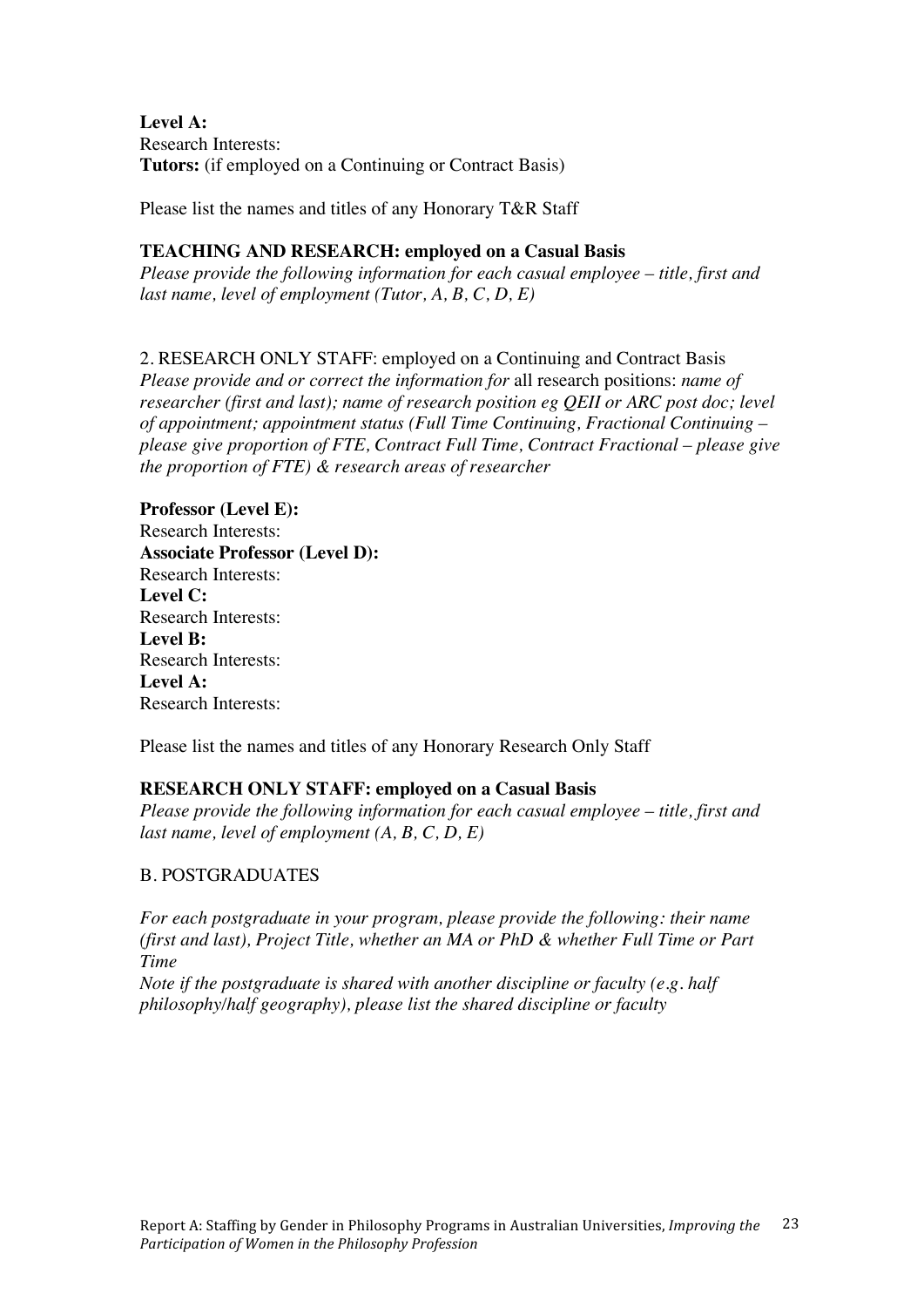**Level A:**
Research Interests:
**Tutors:** (if employed on a Continuing or Contract Basis)

Please list the names and titles of any Honorary T&R Staff

**TEACHING AND RESEARCH: employed on a Casual Basis**
*Please provide the following information for each casual employee – title, first and last name, level of employment (Tutor, A, B, C, D, E)*

2. RESEARCH ONLY STAFF: employed on a Continuing and Contract Basis
*Please provide and or correct the information for* all research positions: *name of researcher (first and last); name of research position eg QEII or ARC post doc; level of appointment; appointment status (Full Time Continuing, Fractional Continuing – please give proportion of FTE, Contract Full Time, Contract Fractional – please give the proportion of FTE) & research areas of researcher*

**Professor (Level E):**
Research Interests:
**Associate Professor (Level D):**
Research Interests:
**Level C:**
Research Interests:
**Level B:**
Research Interests:
**Level A:**
Research Interests:

Please list the names and titles of any Honorary Research Only Staff

**RESEARCH ONLY STAFF: employed on a Casual Basis**
*Please provide the following information for each casual employee – title, first and last name, level of employment (A, B, C, D, E)*

B. POSTGRADUATES

*For each postgraduate in your program, please provide the following: their name (first and last), Project Title, whether an MA or PhD & whether Full Time or Part Time*
*Note if the postgraduate is shared with another discipline or faculty (e.g. half philosophy/half geography), please list the shared discipline or faculty*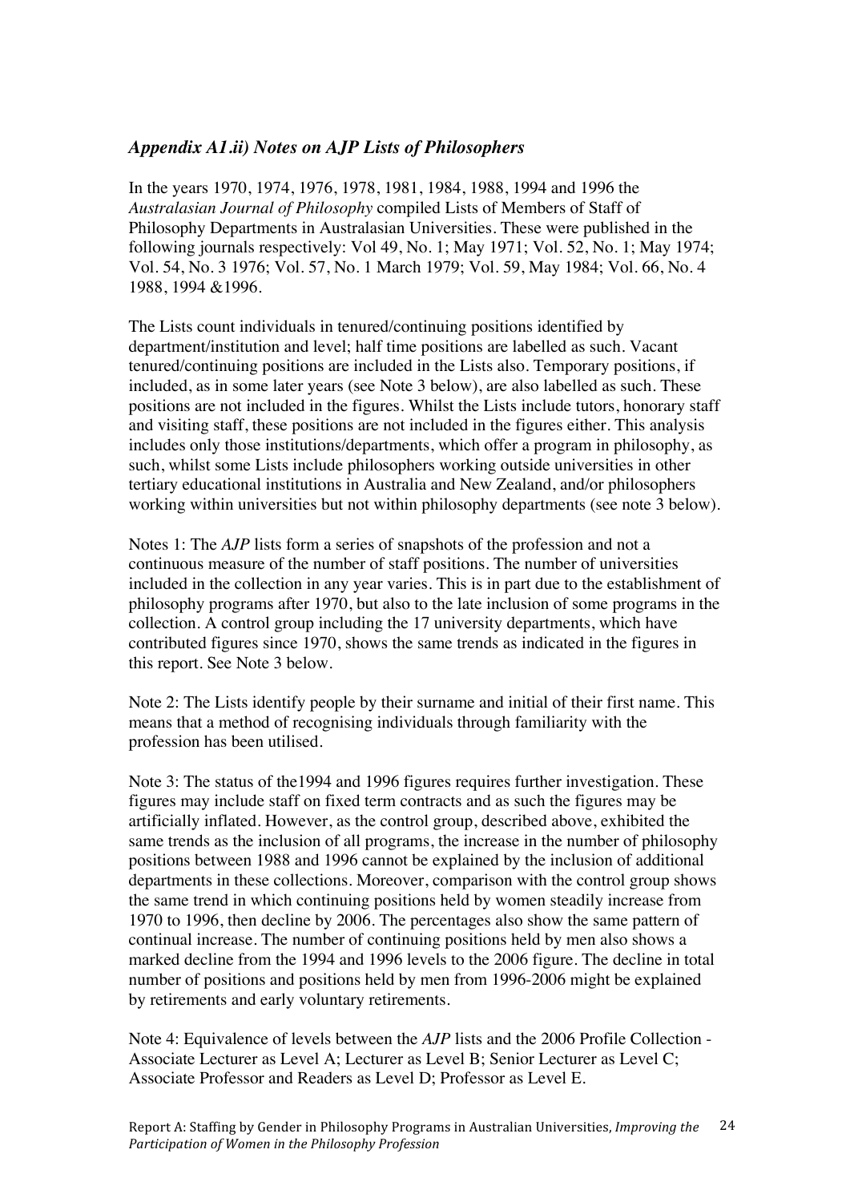### *Appendix A1.ii) Notes on AJP Lists of Philosophers*

In the years 1970, 1974, 1976, 1978, 1981, 1984, 1988, 1994 and 1996 the *Australasian Journal of Philosophy* compiled Lists of Members of Staff of Philosophy Departments in Australasian Universities. These were published in the following journals respectively: Vol 49, No. 1; May 1971; Vol. 52, No. 1; May 1974; Vol. 54, No. 3 1976; Vol. 57, No. 1 March 1979; Vol. 59, May 1984; Vol. 66, No. 4 1988, 1994 &1996.

The Lists count individuals in tenured/continuing positions identified by department/institution and level; half time positions are labelled as such. Vacant tenured/continuing positions are included in the Lists also. Temporary positions, if included, as in some later years (see Note 3 below), are also labelled as such. These positions are not included in the figures. Whilst the Lists include tutors, honorary staff and visiting staff, these positions are not included in the figures either. This analysis includes only those institutions/departments, which offer a program in philosophy, as such, whilst some Lists include philosophers working outside universities in other tertiary educational institutions in Australia and New Zealand, and/or philosophers working within universities but not within philosophy departments (see note 3 below).

Notes 1: The *AJP* lists form a series of snapshots of the profession and not a continuous measure of the number of staff positions. The number of universities included in the collection in any year varies. This is in part due to the establishment of philosophy programs after 1970, but also to the late inclusion of some programs in the collection. A control group including the 17 university departments, which have contributed figures since 1970, shows the same trends as indicated in the figures in this report. See Note 3 below.

Note 2: The Lists identify people by their surname and initial of their first name. This means that a method of recognising individuals through familiarity with the profession has been utilised.

Note 3: The status of the1994 and 1996 figures requires further investigation. These figures may include staff on fixed term contracts and as such the figures may be artificially inflated. However, as the control group, described above, exhibited the same trends as the inclusion of all programs, the increase in the number of philosophy positions between 1988 and 1996 cannot be explained by the inclusion of additional departments in these collections. Moreover, comparison with the control group shows the same trend in which continuing positions held by women steadily increase from 1970 to 1996, then decline by 2006. The percentages also show the same pattern of continual increase. The number of continuing positions held by men also shows a marked decline from the 1994 and 1996 levels to the 2006 figure. The decline in total number of positions and positions held by men from 1996-2006 might be explained by retirements and early voluntary retirements.

Note 4: Equivalence of levels between the *AJP* lists and the 2006 Profile Collection - Associate Lecturer as Level A; Lecturer as Level B; Senior Lecturer as Level C; Associate Professor and Readers as Level D; Professor as Level E.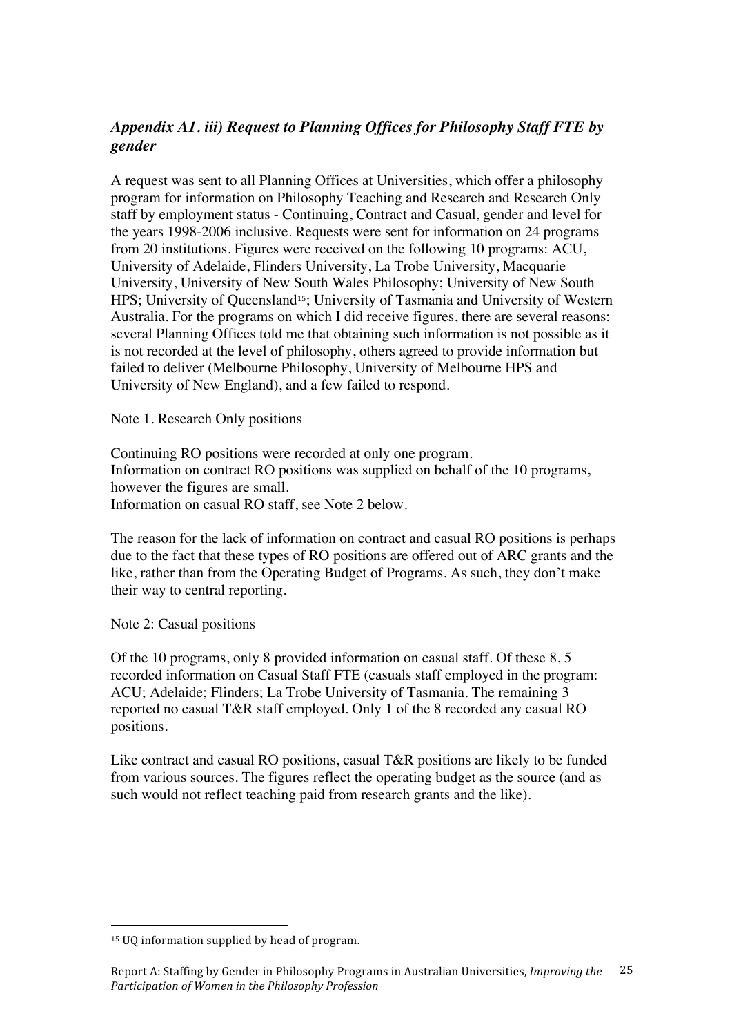### *Appendix A1. iii) Request to Planning Offices for Philosophy Staff FTE by gender*

A request was sent to all Planning Offices at Universities, which offer a philosophy program for information on Philosophy Teaching and Research and Research Only staff by employment status - Continuing, Contract and Casual, gender and level for the years 1998-2006 inclusive. Requests were sent for information on 24 programs from 20 institutions. Figures were received on the following 10 programs: ACU, University of Adelaide, Flinders University, La Trobe University, Macquarie University, University of New South Wales Philosophy; University of New South HPS; University of Queensland[15]; University of Tasmania and University of Western Australia. For the programs on which I did receive figures, there are several reasons: several Planning Offices told me that obtaining such information is not possible as it is not recorded at the level of philosophy, others agreed to provide information but failed to deliver (Melbourne Philosophy, University of Melbourne HPS and University of New England), and a few failed to respond.

Note 1. Research Only positions

Continuing RO positions were recorded at only one program.
Information on contract RO positions was supplied on behalf of the 10 programs, however the figures are small.
Information on casual RO staff, see Note 2 below.

The reason for the lack of information on contract and casual RO positions is perhaps due to the fact that these types of RO positions are offered out of ARC grants and the like, rather than from the Operating Budget of Programs. As such, they don't make their way to central reporting.

Note 2: Casual positions

Of the 10 programs, only 8 provided information on casual staff. Of these 8, 5 recorded information on Casual Staff FTE (casuals staff employed in the program: ACU; Adelaide; Flinders; La Trobe University of Tasmania. The remaining 3 reported no casual T&R staff employed. Only 1 of the 8 recorded any casual RO positions.

Like contract and casual RO positions, casual T&R positions are likely to be funded from various sources. The figures reflect the operating budget as the source (and as such would not reflect teaching paid from research grants and the like).

[15] UQ information supplied by head of program.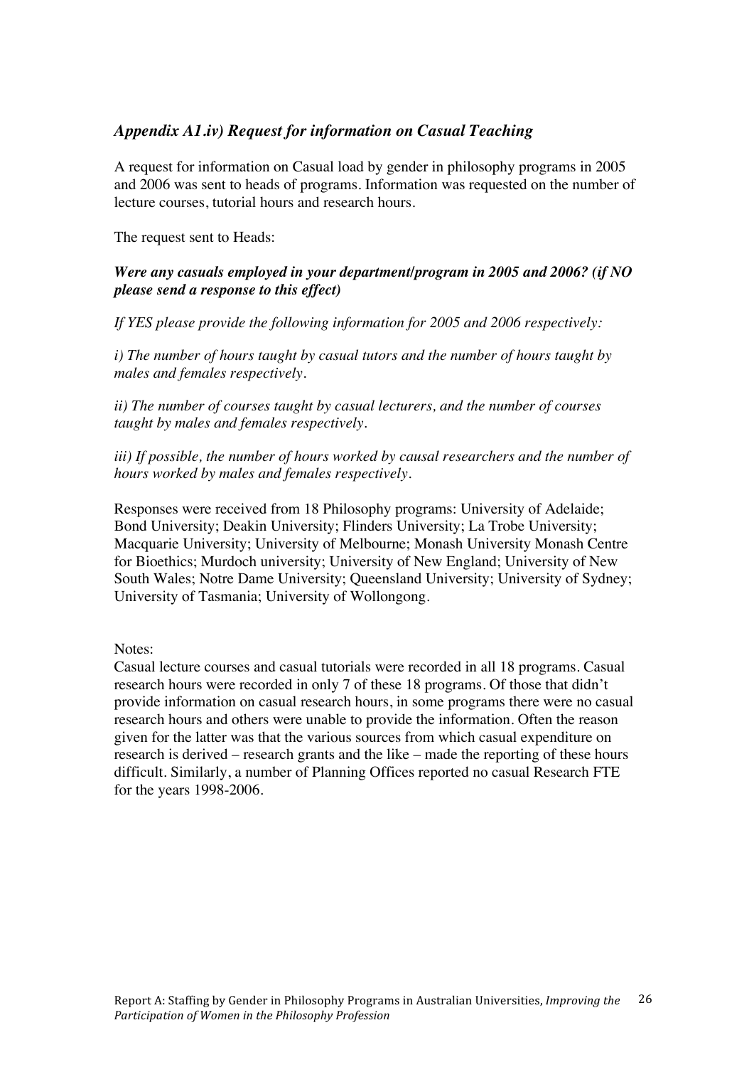### *Appendix A1.iv) Request for information on Casual Teaching*

A request for information on Casual load by gender in philosophy programs in 2005 and 2006 was sent to heads of programs. Information was requested on the number of lecture courses, tutorial hours and research hours.

The request sent to Heads:

***Were any casuals employed in your department/program in 2005 and 2006? (if NO please send a response to this effect)***

*If YES please provide the following information for 2005 and 2006 respectively:*

*i) The number of hours taught by casual tutors and the number of hours taught by males and females respectively.*

*ii) The number of courses taught by casual lecturers, and the number of courses taught by males and females respectively.*

*iii) If possible, the number of hours worked by causal researchers and the number of hours worked by males and females respectively.*

Responses were received from 18 Philosophy programs: University of Adelaide; Bond University; Deakin University; Flinders University; La Trobe University; Macquarie University; University of Melbourne; Monash University Monash Centre for Bioethics; Murdoch university; University of New England; University of New South Wales; Notre Dame University; Queensland University; University of Sydney; University of Tasmania; University of Wollongong.

Notes:
Casual lecture courses and casual tutorials were recorded in all 18 programs. Casual research hours were recorded in only 7 of these 18 programs. Of those that didn't provide information on casual research hours, in some programs there were no casual research hours and others were unable to provide the information. Often the reason given for the latter was that the various sources from which casual expenditure on research is derived – research grants and the like – made the reporting of these hours difficult. Similarly, a number of Planning Offices reported no casual Research FTE for the years 1998-2006.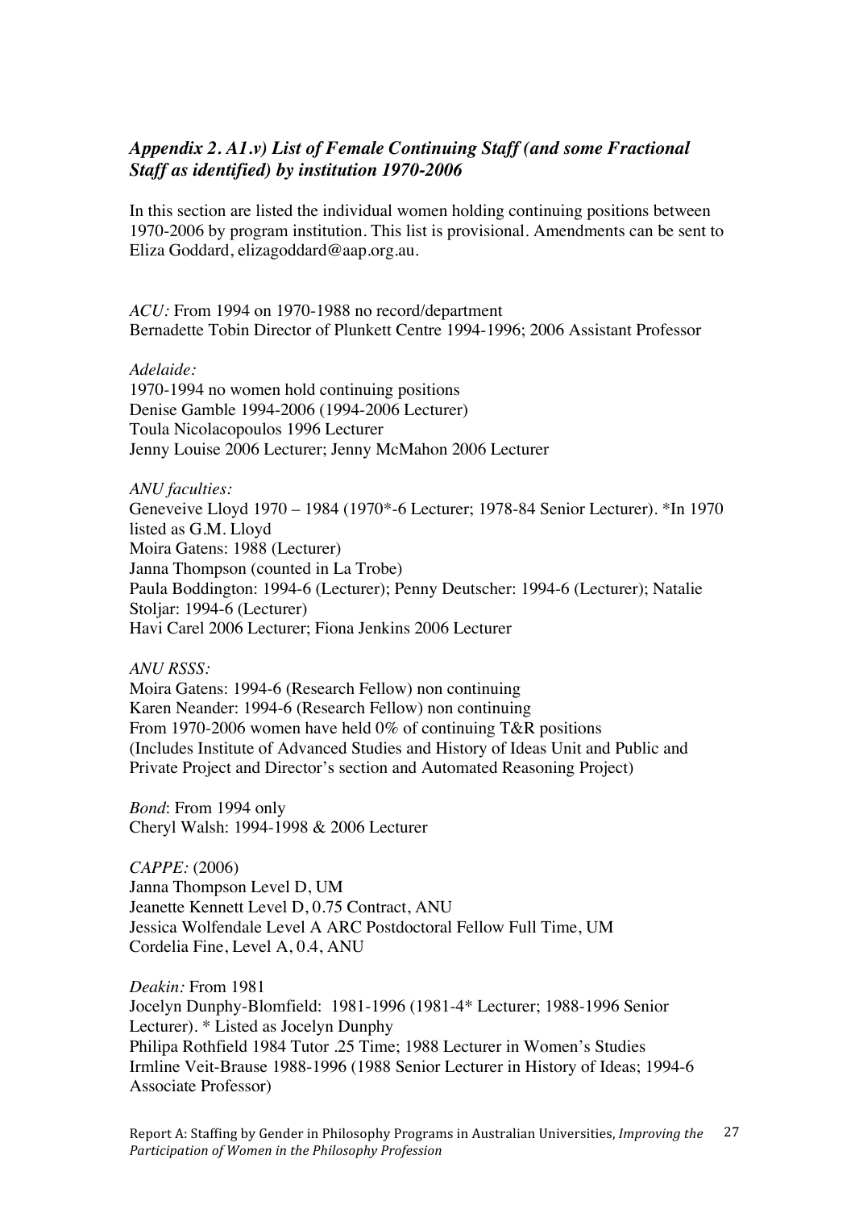### *Appendix 2. A1.v) List of Female Continuing Staff (and some Fractional Staff as identified) by institution 1970-2006*

In this section are listed the individual women holding continuing positions between 1970-2006 by program institution. This list is provisional. Amendments can be sent to Eliza Goddard, elizagoddard@aap.org.au.

*ACU:* From 1994 on 1970-1988 no record/department
Bernadette Tobin Director of Plunkett Centre 1994-1996; 2006 Assistant Professor

*Adelaide:*
1970-1994 no women hold continuing positions
Denise Gamble 1994-2006 (1994-2006 Lecturer)
Toula Nicolacopoulos 1996 Lecturer
Jenny Louise 2006 Lecturer; Jenny McMahon 2006 Lecturer

*ANU faculties:*
Geneveive Lloyd 1970 – 1984 (1970*-6 Lecturer; 1978-84 Senior Lecturer). *In 1970 listed as G.M. Lloyd
Moira Gatens: 1988 (Lecturer)
Janna Thompson (counted in La Trobe)
Paula Boddington: 1994-6 (Lecturer); Penny Deutscher: 1994-6 (Lecturer); Natalie Stoljar: 1994-6 (Lecturer)
Havi Carel 2006 Lecturer; Fiona Jenkins 2006 Lecturer

*ANU RSSS:*
Moira Gatens: 1994-6 (Research Fellow) non continuing
Karen Neander: 1994-6 (Research Fellow) non continuing
From 1970-2006 women have held 0% of continuing T&R positions
(Includes Institute of Advanced Studies and History of Ideas Unit and Public and Private Project and Director's section and Automated Reasoning Project)

*Bond*: From 1994 only
Cheryl Walsh: 1994-1998 & 2006 Lecturer

*CAPPE:* (2006)
Janna Thompson Level D, UM
Jeanette Kennett Level D, 0.75 Contract, ANU
Jessica Wolfendale Level A ARC Postdoctoral Fellow Full Time, UM
Cordelia Fine, Level A, 0.4, ANU

*Deakin:* From 1981
Jocelyn Dunphy-Blomfield: 1981-1996 (1981-4* Lecturer; 1988-1996 Senior Lecturer). * Listed as Jocelyn Dunphy
Philipa Rothfield 1984 Tutor .25 Time; 1988 Lecturer in Women's Studies
Irmline Veit-Brause 1988-1996 (1988 Senior Lecturer in History of Ideas; 1994-6 Associate Professor)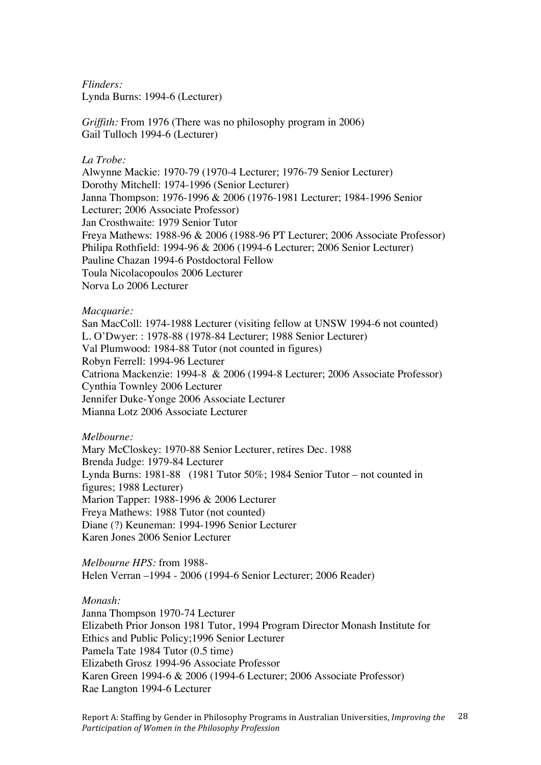*Flinders:*
Lynda Burns: 1994-6 (Lecturer)

*Griffith:* From 1976 (There was no philosophy program in 2006)
Gail Tulloch 1994-6 (Lecturer)

*La Trobe:*
Alwynne Mackie: 1970-79 (1970-4 Lecturer; 1976-79 Senior Lecturer)
Dorothy Mitchell: 1974-1996 (Senior Lecturer)
Janna Thompson: 1976-1996 & 2006 (1976-1981 Lecturer; 1984-1996 Senior Lecturer; 2006 Associate Professor)
Jan Crosthwaite: 1979 Senior Tutor
Freya Mathews: 1988-96 & 2006 (1988-96 PT Lecturer; 2006 Associate Professor)
Philipa Rothfield: 1994-96 & 2006 (1994-6 Lecturer; 2006 Senior Lecturer)
Pauline Chazan 1994-6 Postdoctoral Fellow
Toula Nicolacopoulos 2006 Lecturer
Norva Lo 2006 Lecturer

*Macquarie:*
San MacColl: 1974-1988 Lecturer (visiting fellow at UNSW 1994-6 not counted)
L. O'Dwyer: : 1978-88 (1978-84 Lecturer; 1988 Senior Lecturer)
Val Plumwood: 1984-88 Tutor (not counted in figures)
Robyn Ferrell: 1994-96 Lecturer
Catriona Mackenzie: 1994-8 & 2006 (1994-8 Lecturer; 2006 Associate Professor)
Cynthia Townley 2006 Lecturer
Jennifer Duke-Yonge 2006 Associate Lecturer
Mianna Lotz 2006 Associate Lecturer

*Melbourne:*
Mary McCloskey: 1970-88 Senior Lecturer, retires Dec. 1988
Brenda Judge: 1979-84 Lecturer
Lynda Burns: 1981-88 (1981 Tutor 50%; 1984 Senior Tutor – not counted in figures; 1988 Lecturer)
Marion Tapper: 1988-1996 & 2006 Lecturer
Freya Mathews: 1988 Tutor (not counted)
Diane (?) Keuneman: 1994-1996 Senior Lecturer
Karen Jones 2006 Senior Lecturer

*Melbourne HPS:* from 1988-
Helen Verran –1994 - 2006 (1994-6 Senior Lecturer; 2006 Reader)

*Monash:*
Janna Thompson 1970-74 Lecturer
Elizabeth Prior Jonson 1981 Tutor, 1994 Program Director Monash Institute for Ethics and Public Policy;1996 Senior Lecturer
Pamela Tate 1984 Tutor (0.5 time)
Elizabeth Grosz 1994-96 Associate Professor
Karen Green 1994-6 & 2006 (1994-6 Lecturer; 2006 Associate Professor)
Rae Langton 1994-6 Lecturer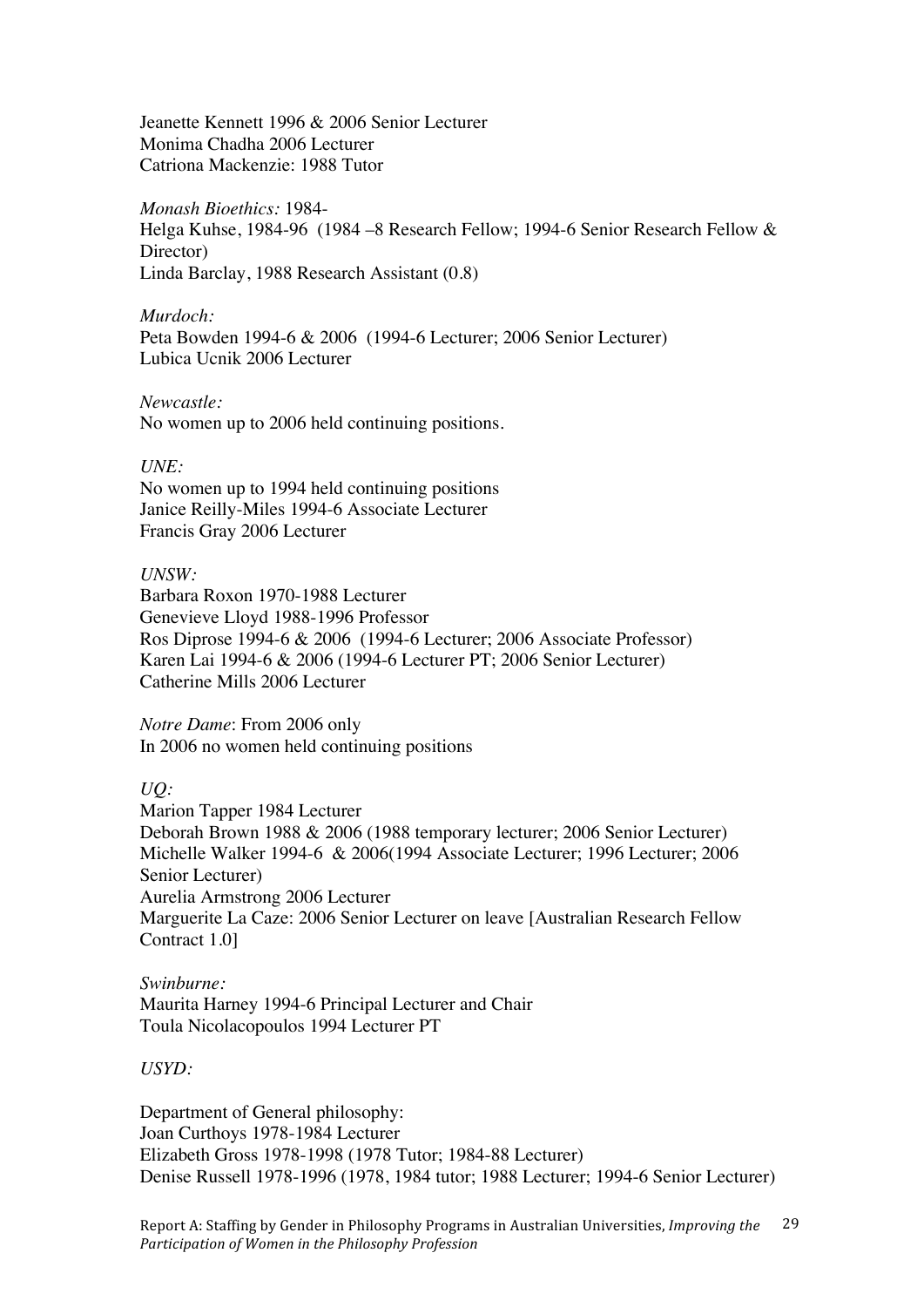Jeanette Kennett 1996 & 2006 Senior Lecturer
Monima Chadha 2006 Lecturer
Catriona Mackenzie: 1988 Tutor

*Monash Bioethics:* 1984-
Helga Kuhse, 1984-96 (1984 –8 Research Fellow; 1994-6 Senior Research Fellow & Director)
Linda Barclay, 1988 Research Assistant (0.8)

*Murdoch:*
Peta Bowden 1994-6 & 2006 (1994-6 Lecturer; 2006 Senior Lecturer)
Lubica Ucnik 2006 Lecturer

*Newcastle:*
No women up to 2006 held continuing positions.

*UNE:*
No women up to 1994 held continuing positions
Janice Reilly-Miles 1994-6 Associate Lecturer
Francis Gray 2006 Lecturer

*UNSW:*
Barbara Roxon 1970-1988 Lecturer
Genevieve Lloyd 1988-1996 Professor
Ros Diprose 1994-6 & 2006 (1994-6 Lecturer; 2006 Associate Professor)
Karen Lai 1994-6 & 2006 (1994-6 Lecturer PT; 2006 Senior Lecturer)
Catherine Mills 2006 Lecturer

*Notre Dame*: From 2006 only
In 2006 no women held continuing positions

*UQ:*
Marion Tapper 1984 Lecturer
Deborah Brown 1988 & 2006 (1988 temporary lecturer; 2006 Senior Lecturer)
Michelle Walker 1994-6 & 2006(1994 Associate Lecturer; 1996 Lecturer; 2006 Senior Lecturer)
Aurelia Armstrong 2006 Lecturer
Marguerite La Caze: 2006 Senior Lecturer on leave [Australian Research Fellow Contract 1.0]

*Swinburne:*
Maurita Harney 1994-6 Principal Lecturer and Chair
Toula Nicolacopoulos 1994 Lecturer PT

*USYD:*

Department of General philosophy:
Joan Curthoys 1978-1984 Lecturer
Elizabeth Gross 1978-1998 (1978 Tutor; 1984-88 Lecturer)
Denise Russell 1978-1996 (1978, 1984 tutor; 1988 Lecturer; 1994-6 Senior Lecturer)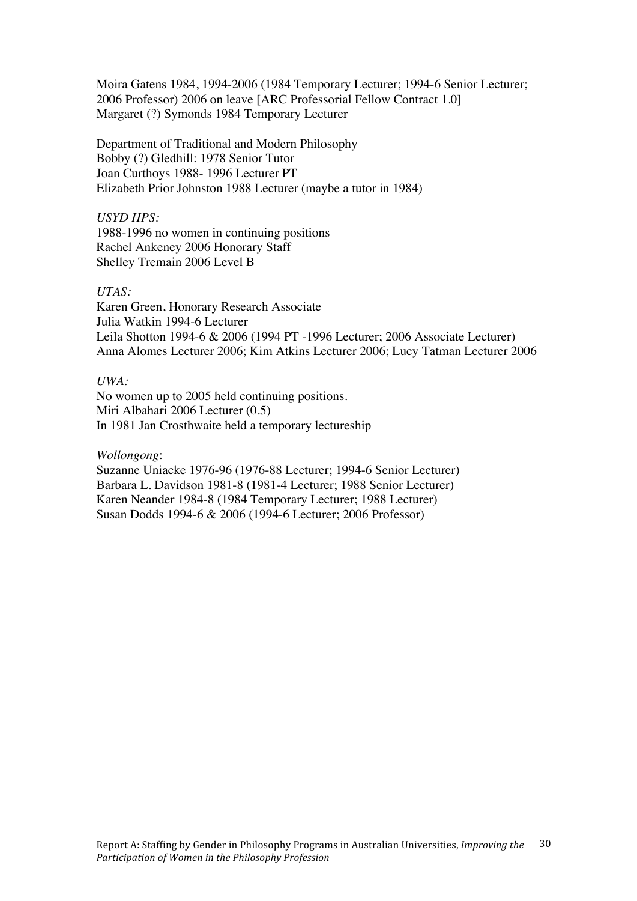Moira Gatens 1984, 1994-2006 (1984 Temporary Lecturer; 1994-6 Senior Lecturer; 2006 Professor) 2006 on leave [ARC Professorial Fellow Contract 1.0]
Margaret (?) Symonds 1984 Temporary Lecturer

Department of Traditional and Modern Philosophy
Bobby (?) Gledhill: 1978 Senior Tutor
Joan Curthoys 1988- 1996 Lecturer PT
Elizabeth Prior Johnston 1988 Lecturer (maybe a tutor in 1984)

*USYD HPS:*
1988-1996 no women in continuing positions
Rachel Ankeney 2006 Honorary Staff
Shelley Tremain 2006 Level B

*UTAS:*
Karen Green, Honorary Research Associate
Julia Watkin 1994-6 Lecturer
Leila Shotton 1994-6 & 2006 (1994 PT -1996 Lecturer; 2006 Associate Lecturer)
Anna Alomes Lecturer 2006; Kim Atkins Lecturer 2006; Lucy Tatman Lecturer 2006

*UWA:*
No women up to 2005 held continuing positions.
Miri Albahari 2006 Lecturer (0.5)
In 1981 Jan Crosthwaite held a temporary lectureship

*Wollongong*:
Suzanne Uniacke 1976-96 (1976-88 Lecturer; 1994-6 Senior Lecturer)
Barbara L. Davidson 1981-8 (1981-4 Lecturer; 1988 Senior Lecturer)
Karen Neander 1984-8 (1984 Temporary Lecturer; 1988 Lecturer)
Susan Dodds 1994-6 & 2006 (1994-6 Lecturer; 2006 Professor)